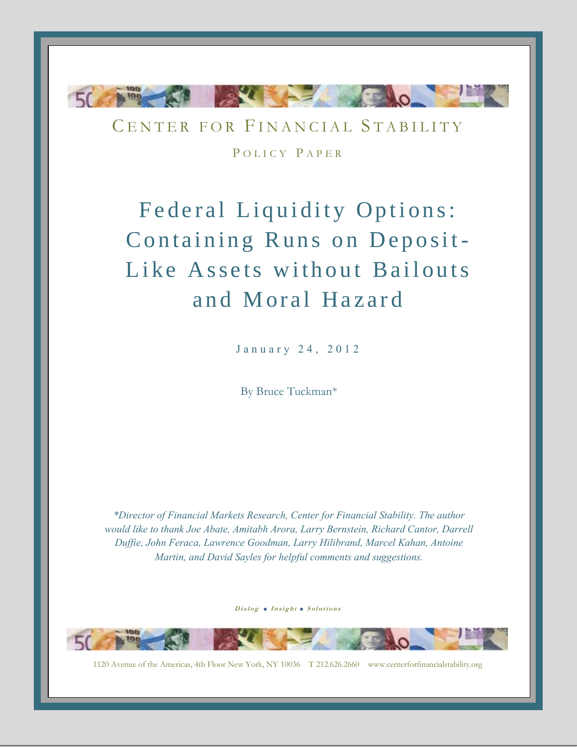CENTER FOR FINANCIAL STABILITY

POLICY PAPER

# Federal Liquidity Options: Containing Runs on Deposit-Like Assets without Bailouts and Moral Hazard

January 24, 2012

By Bruce Tuckman*

*\*Director of Financial Markets Research, Center for Financial Stability. The author would like to thank Joe Abate, Amitabh Arora, Larry Bernstein, Richard Cantor, Darrell Duffie, John Feraca, Lawrence Goodman, Larry Hilibrand, Marcel Kahan, Antoine Martin, and David Sayles for helpful comments and suggestions.*

*Dialog • Insight • Solutions*

1120 Avenue of the Americas, 4th Floor New York, NY 10036 T 212.626.2660 www.centerforfinancialstability.org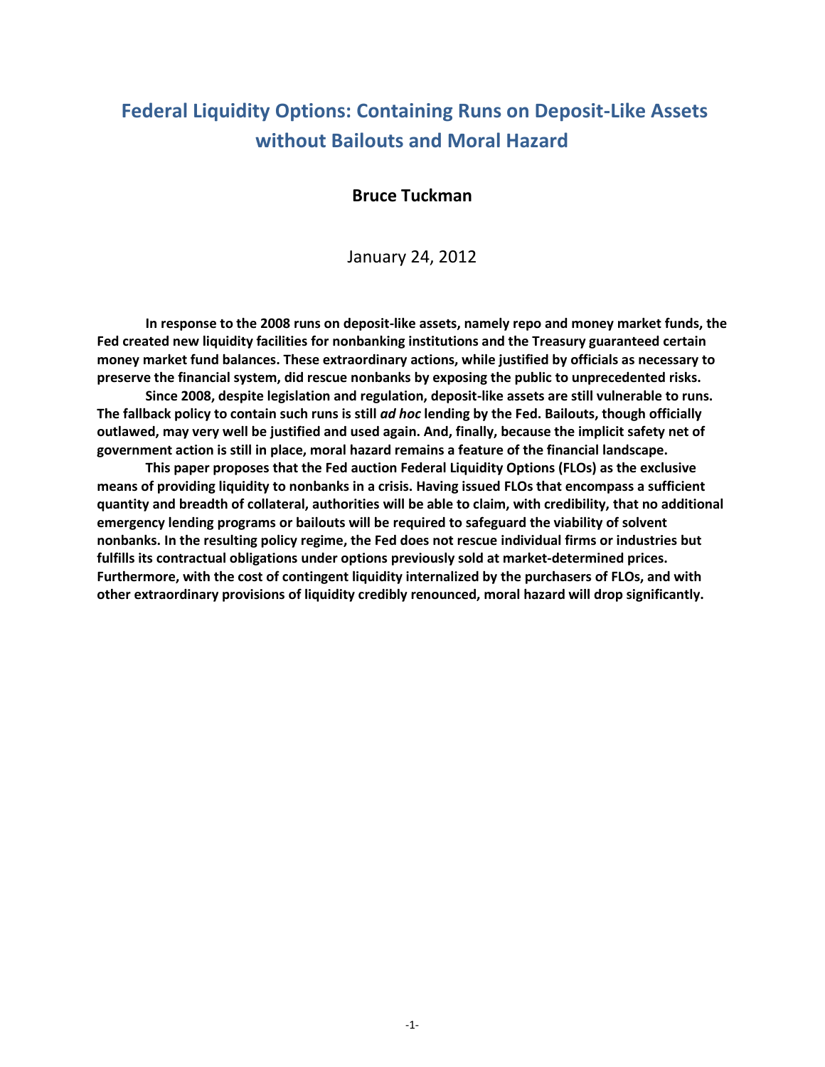# Federal Liquidity Options: Containing Runs on Deposit-Like Assets without Bailouts and Moral Hazard

**Bruce Tuckman**

January 24, 2012

**In response to the 2008 runs on deposit-like assets, namely repo and money market funds, the Fed created new liquidity facilities for nonbanking institutions and the Treasury guaranteed certain money market fund balances. These extraordinary actions, while justified by officials as necessary to preserve the financial system, did rescue nonbanks by exposing the public to unprecedented risks.**

**Since 2008, despite legislation and regulation, deposit-like assets are still vulnerable to runs. The fallback policy to contain such runs is still *ad hoc* lending by the Fed. Bailouts, though officially outlawed, may very well be justified and used again. And, finally, because the implicit safety net of government action is still in place, moral hazard remains a feature of the financial landscape.**

**This paper proposes that the Fed auction Federal Liquidity Options (FLOs) as the exclusive means of providing liquidity to nonbanks in a crisis. Having issued FLOs that encompass a sufficient quantity and breadth of collateral, authorities will be able to claim, with credibility, that no additional emergency lending programs or bailouts will be required to safeguard the viability of solvent nonbanks. In the resulting policy regime, the Fed does not rescue individual firms or industries but fulfills its contractual obligations under options previously sold at market-determined prices. Furthermore, with the cost of contingent liquidity internalized by the purchasers of FLOs, and with other extraordinary provisions of liquidity credibly renounced, moral hazard will drop significantly.**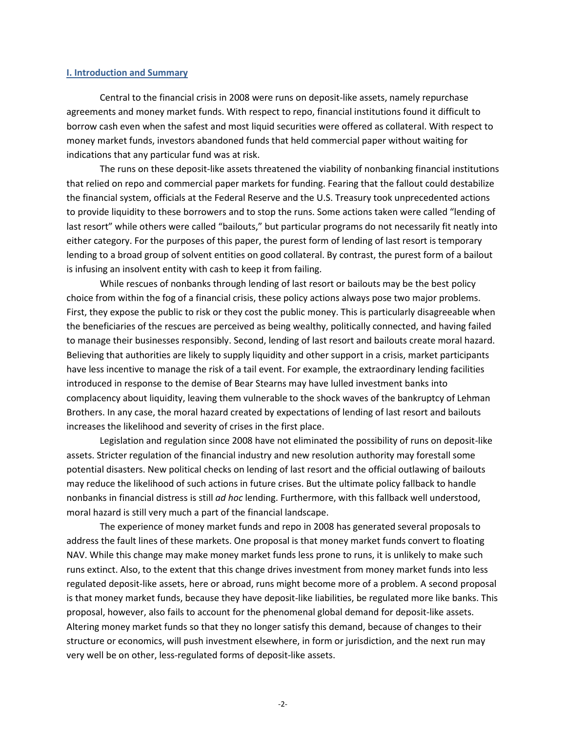## I. Introduction and Summary

Central to the financial crisis in 2008 were runs on deposit-like assets, namely repurchase agreements and money market funds. With respect to repo, financial institutions found it difficult to borrow cash even when the safest and most liquid securities were offered as collateral. With respect to money market funds, investors abandoned funds that held commercial paper without waiting for indications that any particular fund was at risk.

The runs on these deposit-like assets threatened the viability of nonbanking financial institutions that relied on repo and commercial paper markets for funding. Fearing that the fallout could destabilize the financial system, officials at the Federal Reserve and the U.S. Treasury took unprecedented actions to provide liquidity to these borrowers and to stop the runs. Some actions taken were called "lending of last resort" while others were called "bailouts," but particular programs do not necessarily fit neatly into either category. For the purposes of this paper, the purest form of lending of last resort is temporary lending to a broad group of solvent entities on good collateral. By contrast, the purest form of a bailout is infusing an insolvent entity with cash to keep it from failing.

While rescues of nonbanks through lending of last resort or bailouts may be the best policy choice from within the fog of a financial crisis, these policy actions always pose two major problems. First, they expose the public to risk or they cost the public money. This is particularly disagreeable when the beneficiaries of the rescues are perceived as being wealthy, politically connected, and having failed to manage their businesses responsibly. Second, lending of last resort and bailouts create moral hazard. Believing that authorities are likely to supply liquidity and other support in a crisis, market participants have less incentive to manage the risk of a tail event. For example, the extraordinary lending facilities introduced in response to the demise of Bear Stearns may have lulled investment banks into complacency about liquidity, leaving them vulnerable to the shock waves of the bankruptcy of Lehman Brothers. In any case, the moral hazard created by expectations of lending of last resort and bailouts increases the likelihood and severity of crises in the first place.

Legislation and regulation since 2008 have not eliminated the possibility of runs on deposit-like assets. Stricter regulation of the financial industry and new resolution authority may forestall some potential disasters. New political checks on lending of last resort and the official outlawing of bailouts may reduce the likelihood of such actions in future crises. But the ultimate policy fallback to handle nonbanks in financial distress is still *ad hoc* lending. Furthermore, with this fallback well understood, moral hazard is still very much a part of the financial landscape.

The experience of money market funds and repo in 2008 has generated several proposals to address the fault lines of these markets. One proposal is that money market funds convert to floating NAV. While this change may make money market funds less prone to runs, it is unlikely to make such runs extinct. Also, to the extent that this change drives investment from money market funds into less regulated deposit-like assets, here or abroad, runs might become more of a problem. A second proposal is that money market funds, because they have deposit-like liabilities, be regulated more like banks. This proposal, however, also fails to account for the phenomenal global demand for deposit-like assets. Altering money market funds so that they no longer satisfy this demand, because of changes to their structure or economics, will push investment elsewhere, in form or jurisdiction, and the next run may very well be on other, less-regulated forms of deposit-like assets.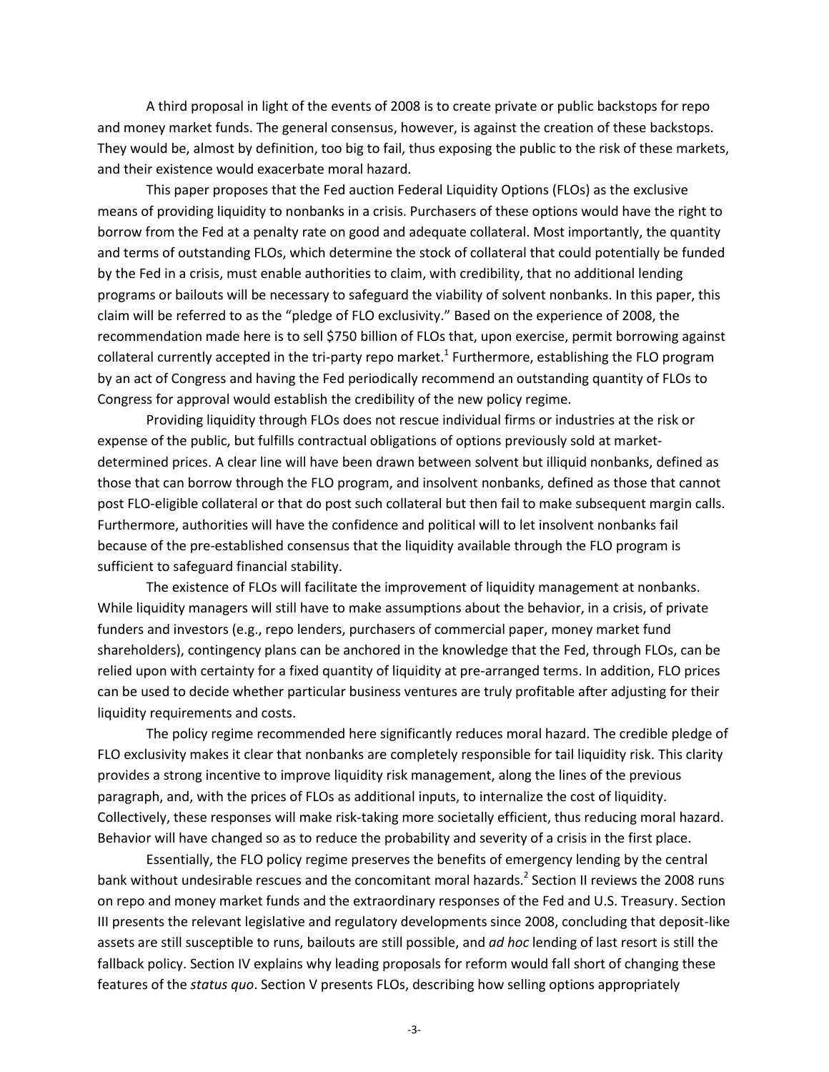A third proposal in light of the events of 2008 is to create private or public backstops for repo and money market funds. The general consensus, however, is against the creation of these backstops. They would be, almost by definition, too big to fail, thus exposing the public to the risk of these markets, and their existence would exacerbate moral hazard.

This paper proposes that the Fed auction Federal Liquidity Options (FLOs) as the exclusive means of providing liquidity to nonbanks in a crisis. Purchasers of these options would have the right to borrow from the Fed at a penalty rate on good and adequate collateral. Most importantly, the quantity and terms of outstanding FLOs, which determine the stock of collateral that could potentially be funded by the Fed in a crisis, must enable authorities to claim, with credibility, that no additional lending programs or bailouts will be necessary to safeguard the viability of solvent nonbanks. In this paper, this claim will be referred to as the "pledge of FLO exclusivity." Based on the experience of 2008, the recommendation made here is to sell $750 billion of FLOs that, upon exercise, permit borrowing against collateral currently accepted in the tri-party repo market.[1] Furthermore, establishing the FLO program by an act of Congress and having the Fed periodically recommend an outstanding quantity of FLOs to Congress for approval would establish the credibility of the new policy regime.

Providing liquidity through FLOs does not rescue individual firms or industries at the risk or expense of the public, but fulfills contractual obligations of options previously sold at market-determined prices. A clear line will have been drawn between solvent but illiquid nonbanks, defined as those that can borrow through the FLO program, and insolvent nonbanks, defined as those that cannot post FLO-eligible collateral or that do post such collateral but then fail to make subsequent margin calls. Furthermore, authorities will have the confidence and political will to let insolvent nonbanks fail because of the pre-established consensus that the liquidity available through the FLO program is sufficient to safeguard financial stability.

The existence of FLOs will facilitate the improvement of liquidity management at nonbanks. While liquidity managers will still have to make assumptions about the behavior, in a crisis, of private funders and investors (e.g., repo lenders, purchasers of commercial paper, money market fund shareholders), contingency plans can be anchored in the knowledge that the Fed, through FLOs, can be relied upon with certainty for a fixed quantity of liquidity at pre-arranged terms. In addition, FLO prices can be used to decide whether particular business ventures are truly profitable after adjusting for their liquidity requirements and costs.

The policy regime recommended here significantly reduces moral hazard. The credible pledge of FLO exclusivity makes it clear that nonbanks are completely responsible for tail liquidity risk. This clarity provides a strong incentive to improve liquidity risk management, along the lines of the previous paragraph, and, with the prices of FLOs as additional inputs, to internalize the cost of liquidity. Collectively, these responses will make risk-taking more societally efficient, thus reducing moral hazard. Behavior will have changed so as to reduce the probability and severity of a crisis in the first place.

Essentially, the FLO policy regime preserves the benefits of emergency lending by the central bank without undesirable rescues and the concomitant moral hazards.[2] Section II reviews the 2008 runs on repo and money market funds and the extraordinary responses of the Fed and U.S. Treasury. Section III presents the relevant legislative and regulatory developments since 2008, concluding that deposit-like assets are still susceptible to runs, bailouts are still possible, and *ad hoc* lending of last resort is still the fallback policy. Section IV explains why leading proposals for reform would fall short of changing these features of the *status quo*. Section V presents FLOs, describing how selling options appropriately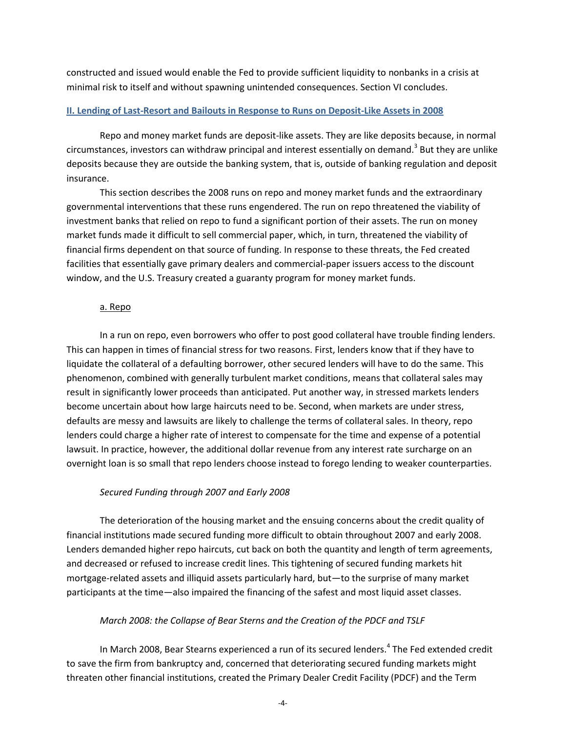constructed and issued would enable the Fed to provide sufficient liquidity to nonbanks in a crisis at minimal risk to itself and without spawning unintended consequences. Section VI concludes.

## II. Lending of Last-Resort and Bailouts in Response to Runs on Deposit-Like Assets in 2008

Repo and money market funds are deposit-like assets. They are like deposits because, in normal circumstances, investors can withdraw principal and interest essentially on demand.[3] But they are unlike deposits because they are outside the banking system, that is, outside of banking regulation and deposit insurance.

This section describes the 2008 runs on repo and money market funds and the extraordinary governmental interventions that these runs engendered. The run on repo threatened the viability of investment banks that relied on repo to fund a significant portion of their assets. The run on money market funds made it difficult to sell commercial paper, which, in turn, threatened the viability of financial firms dependent on that source of funding. In response to these threats, the Fed created facilities that essentially gave primary dealers and commercial-paper issuers access to the discount window, and the U.S. Treasury created a guaranty program for money market funds.

### a. Repo

In a run on repo, even borrowers who offer to post good collateral have trouble finding lenders. This can happen in times of financial stress for two reasons. First, lenders know that if they have to liquidate the collateral of a defaulting borrower, other secured lenders will have to do the same. This phenomenon, combined with generally turbulent market conditions, means that collateral sales may result in significantly lower proceeds than anticipated. Put another way, in stressed markets lenders become uncertain about how large haircuts need to be. Second, when markets are under stress, defaults are messy and lawsuits are likely to challenge the terms of collateral sales. In theory, repo lenders could charge a higher rate of interest to compensate for the time and expense of a potential lawsuit. In practice, however, the additional dollar revenue from any interest rate surcharge on an overnight loan is so small that repo lenders choose instead to forego lending to weaker counterparties.

*Secured Funding through 2007 and Early 2008*

The deterioration of the housing market and the ensuing concerns about the credit quality of financial institutions made secured funding more difficult to obtain throughout 2007 and early 2008. Lenders demanded higher repo haircuts, cut back on both the quantity and length of term agreements, and decreased or refused to increase credit lines. This tightening of secured funding markets hit mortgage-related assets and illiquid assets particularly hard, but—to the surprise of many market participants at the time—also impaired the financing of the safest and most liquid asset classes.

*March 2008: the Collapse of Bear Sterns and the Creation of the PDCF and TSLF*

In March 2008, Bear Stearns experienced a run of its secured lenders.[4] The Fed extended credit to save the firm from bankruptcy and, concerned that deteriorating secured funding markets might threaten other financial institutions, created the Primary Dealer Credit Facility (PDCF) and the Term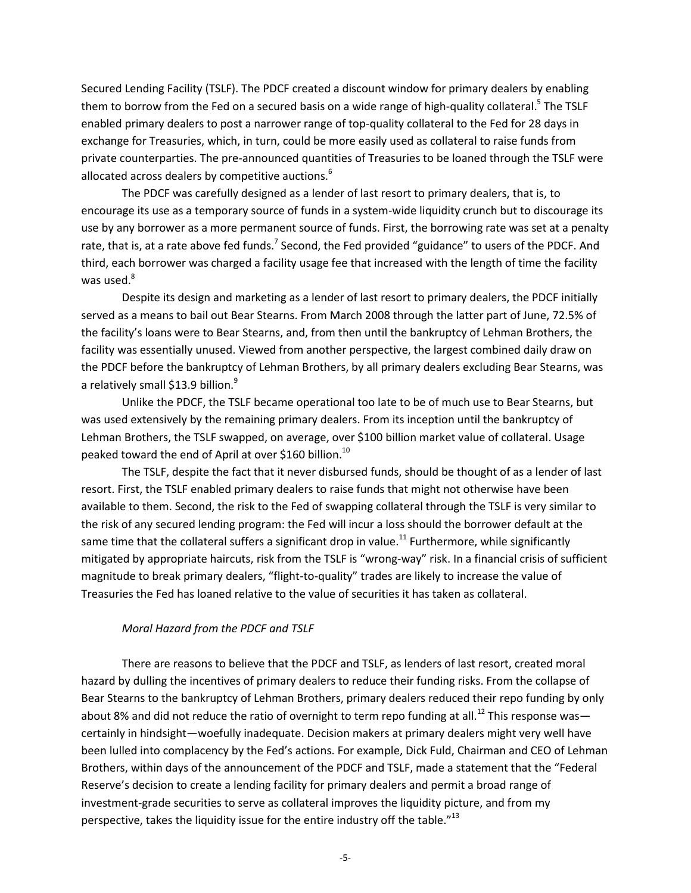Secured Lending Facility (TSLF). The PDCF created a discount window for primary dealers by enabling them to borrow from the Fed on a secured basis on a wide range of high-quality collateral.[5] The TSLF enabled primary dealers to post a narrower range of top-quality collateral to the Fed for 28 days in exchange for Treasuries, which, in turn, could be more easily used as collateral to raise funds from private counterparties. The pre-announced quantities of Treasuries to be loaned through the TSLF were allocated across dealers by competitive auctions.[6]

The PDCF was carefully designed as a lender of last resort to primary dealers, that is, to encourage its use as a temporary source of funds in a system-wide liquidity crunch but to discourage its use by any borrower as a more permanent source of funds. First, the borrowing rate was set at a penalty rate, that is, at a rate above fed funds.[7] Second, the Fed provided "guidance" to users of the PDCF. And third, each borrower was charged a facility usage fee that increased with the length of time the facility was used.[8]

Despite its design and marketing as a lender of last resort to primary dealers, the PDCF initially served as a means to bail out Bear Stearns. From March 2008 through the latter part of June, 72.5% of the facility's loans were to Bear Stearns, and, from then until the bankruptcy of Lehman Brothers, the facility was essentially unused. Viewed from another perspective, the largest combined daily draw on the PDCF before the bankruptcy of Lehman Brothers, by all primary dealers excluding Bear Stearns, was a relatively small $13.9 billion.[9]

Unlike the PDCF, the TSLF became operational too late to be of much use to Bear Stearns, but was used extensively by the remaining primary dealers. From its inception until the bankruptcy of Lehman Brothers, the TSLF swapped, on average, over $100 billion market value of collateral. Usage peaked toward the end of April at over $160 billion.[10]

The TSLF, despite the fact that it never disbursed funds, should be thought of as a lender of last resort. First, the TSLF enabled primary dealers to raise funds that might not otherwise have been available to them. Second, the risk to the Fed of swapping collateral through the TSLF is very similar to the risk of any secured lending program: the Fed will incur a loss should the borrower default at the same time that the collateral suffers a significant drop in value.[11] Furthermore, while significantly mitigated by appropriate haircuts, risk from the TSLF is "wrong-way" risk. In a financial crisis of sufficient magnitude to break primary dealers, "flight-to-quality" trades are likely to increase the value of Treasuries the Fed has loaned relative to the value of securities it has taken as collateral.

*Moral Hazard from the PDCF and TSLF*

There are reasons to believe that the PDCF and TSLF, as lenders of last resort, created moral hazard by dulling the incentives of primary dealers to reduce their funding risks. From the collapse of Bear Stearns to the bankruptcy of Lehman Brothers, primary dealers reduced their repo funding by only about 8% and did not reduce the ratio of overnight to term repo funding at all.[12] This response was—certainly in hindsight—woefully inadequate. Decision makers at primary dealers might very well have been lulled into complacency by the Fed's actions. For example, Dick Fuld, Chairman and CEO of Lehman Brothers, within days of the announcement of the PDCF and TSLF, made a statement that the "Federal Reserve's decision to create a lending facility for primary dealers and permit a broad range of investment-grade securities to serve as collateral improves the liquidity picture, and from my perspective, takes the liquidity issue for the entire industry off the table."[13]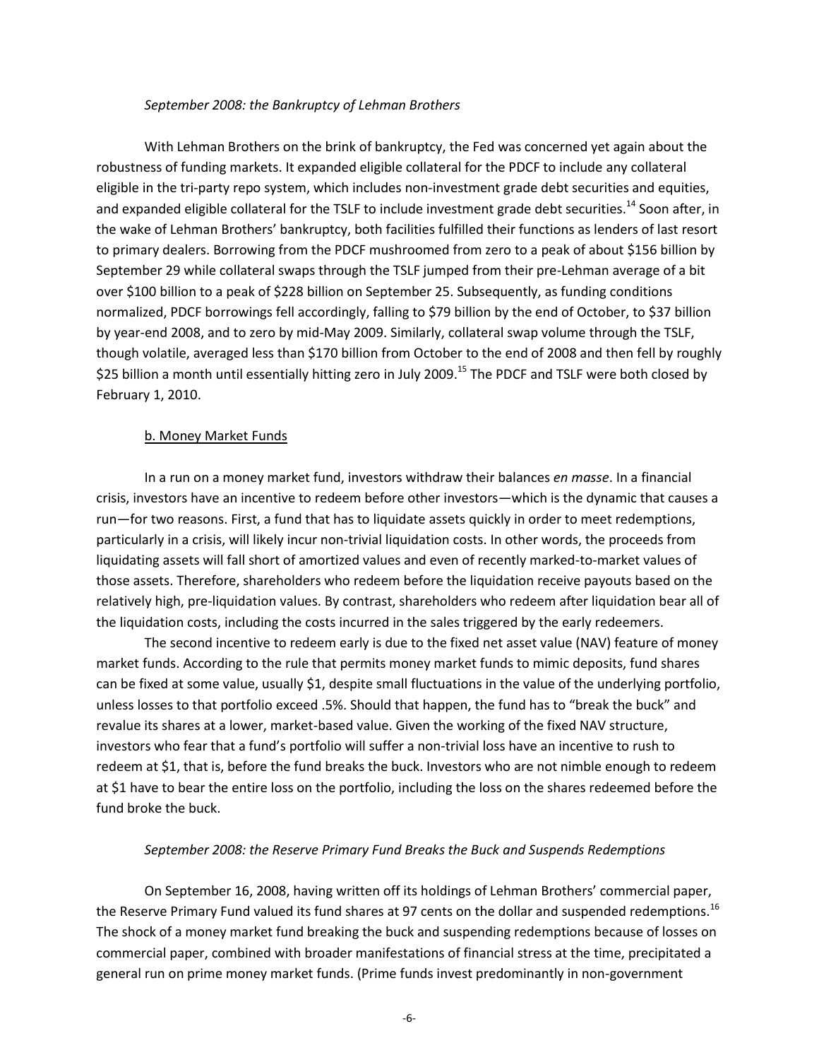*September 2008: the Bankruptcy of Lehman Brothers*

With Lehman Brothers on the brink of bankruptcy, the Fed was concerned yet again about the robustness of funding markets. It expanded eligible collateral for the PDCF to include any collateral eligible in the tri-party repo system, which includes non-investment grade debt securities and equities, and expanded eligible collateral for the TSLF to include investment grade debt securities.[14] Soon after, in the wake of Lehman Brothers' bankruptcy, both facilities fulfilled their functions as lenders of last resort to primary dealers. Borrowing from the PDCF mushroomed from zero to a peak of about $156 billion by September 29 while collateral swaps through the TSLF jumped from their pre-Lehman average of a bit over $100 billion to a peak of $228 billion on September 25. Subsequently, as funding conditions normalized, PDCF borrowings fell accordingly, falling to $79 billion by the end of October, to $37 billion by year-end 2008, and to zero by mid-May 2009. Similarly, collateral swap volume through the TSLF, though volatile, averaged less than $170 billion from October to the end of 2008 and then fell by roughly $25 billion a month until essentially hitting zero in July 2009.[15] The PDCF and TSLF were both closed by February 1, 2010.

b. Money Market Funds

In a run on a money market fund, investors withdraw their balances *en masse*. In a financial crisis, investors have an incentive to redeem before other investors—which is the dynamic that causes a run—for two reasons. First, a fund that has to liquidate assets quickly in order to meet redemptions, particularly in a crisis, will likely incur non-trivial liquidation costs. In other words, the proceeds from liquidating assets will fall short of amortized values and even of recently marked-to-market values of those assets. Therefore, shareholders who redeem before the liquidation receive payouts based on the relatively high, pre-liquidation values. By contrast, shareholders who redeem after liquidation bear all of the liquidation costs, including the costs incurred in the sales triggered by the early redeemers.

The second incentive to redeem early is due to the fixed net asset value (NAV) feature of money market funds. According to the rule that permits money market funds to mimic deposits, fund shares can be fixed at some value, usually $1, despite small fluctuations in the value of the underlying portfolio, unless losses to that portfolio exceed .5%. Should that happen, the fund has to "break the buck" and revalue its shares at a lower, market-based value. Given the working of the fixed NAV structure, investors who fear that a fund's portfolio will suffer a non-trivial loss have an incentive to rush to redeem at $1, that is, before the fund breaks the buck. Investors who are not nimble enough to redeem at $1 have to bear the entire loss on the portfolio, including the loss on the shares redeemed before the fund broke the buck.

*September 2008: the Reserve Primary Fund Breaks the Buck and Suspends Redemptions*

On September 16, 2008, having written off its holdings of Lehman Brothers' commercial paper, the Reserve Primary Fund valued its fund shares at 97 cents on the dollar and suspended redemptions.[16] The shock of a money market fund breaking the buck and suspending redemptions because of losses on commercial paper, combined with broader manifestations of financial stress at the time, precipitated a general run on prime money market funds. (Prime funds invest predominantly in non-government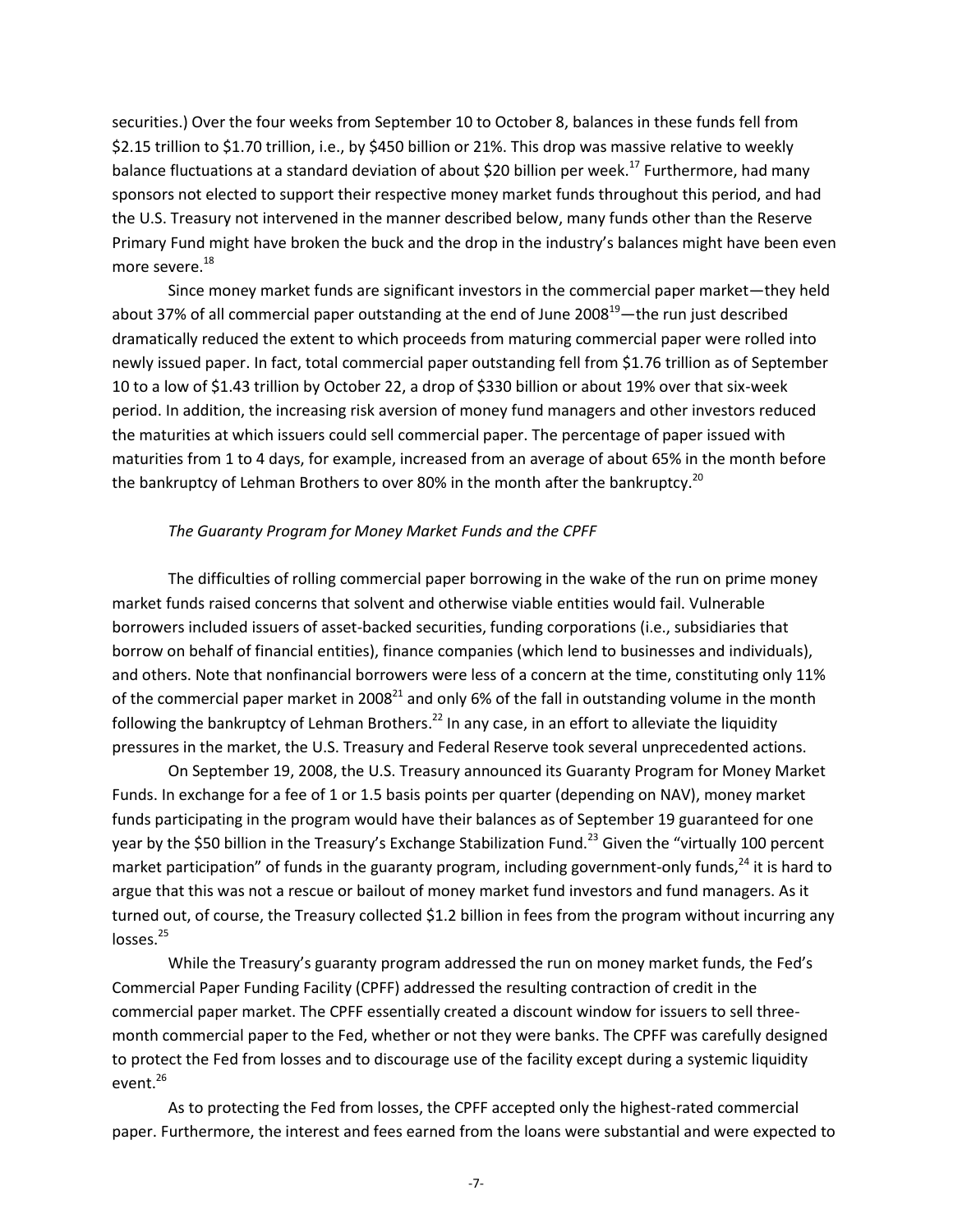securities.) Over the four weeks from September 10 to October 8, balances in these funds fell from \$2.15 trillion to \$1.70 trillion, i.e., by \$450 billion or 21%. This drop was massive relative to weekly balance fluctuations at a standard deviation of about \$20 billion per week.[17] Furthermore, had many sponsors not elected to support their respective money market funds throughout this period, and had the U.S. Treasury not intervened in the manner described below, many funds other than the Reserve Primary Fund might have broken the buck and the drop in the industry's balances might have been even more severe.[18]

Since money market funds are significant investors in the commercial paper market—they held about 37% of all commercial paper outstanding at the end of June 2008[19]—the run just described dramatically reduced the extent to which proceeds from maturing commercial paper were rolled into newly issued paper. In fact, total commercial paper outstanding fell from \$1.76 trillion as of September 10 to a low of \$1.43 trillion by October 22, a drop of \$330 billion or about 19% over that six-week period. In addition, the increasing risk aversion of money fund managers and other investors reduced the maturities at which issuers could sell commercial paper. The percentage of paper issued with maturities from 1 to 4 days, for example, increased from an average of about 65% in the month before the bankruptcy of Lehman Brothers to over 80% in the month after the bankruptcy.[20]

*The Guaranty Program for Money Market Funds and the CPFF*

The difficulties of rolling commercial paper borrowing in the wake of the run on prime money market funds raised concerns that solvent and otherwise viable entities would fail. Vulnerable borrowers included issuers of asset-backed securities, funding corporations (i.e., subsidiaries that borrow on behalf of financial entities), finance companies (which lend to businesses and individuals), and others. Note that nonfinancial borrowers were less of a concern at the time, constituting only 11% of the commercial paper market in 2008[21] and only 6% of the fall in outstanding volume in the month following the bankruptcy of Lehman Brothers.[22] In any case, in an effort to alleviate the liquidity pressures in the market, the U.S. Treasury and Federal Reserve took several unprecedented actions.

On September 19, 2008, the U.S. Treasury announced its Guaranty Program for Money Market Funds. In exchange for a fee of 1 or 1.5 basis points per quarter (depending on NAV), money market funds participating in the program would have their balances as of September 19 guaranteed for one year by the \$50 billion in the Treasury's Exchange Stabilization Fund.[23] Given the "virtually 100 percent market participation" of funds in the guaranty program, including government-only funds,[24] it is hard to argue that this was not a rescue or bailout of money market fund investors and fund managers. As it turned out, of course, the Treasury collected \$1.2 billion in fees from the program without incurring any losses.[25]

While the Treasury's guaranty program addressed the run on money market funds, the Fed's Commercial Paper Funding Facility (CPFF) addressed the resulting contraction of credit in the commercial paper market. The CPFF essentially created a discount window for issuers to sell three-month commercial paper to the Fed, whether or not they were banks. The CPFF was carefully designed to protect the Fed from losses and to discourage use of the facility except during a systemic liquidity event.[26]

As to protecting the Fed from losses, the CPFF accepted only the highest-rated commercial paper. Furthermore, the interest and fees earned from the loans were substantial and were expected to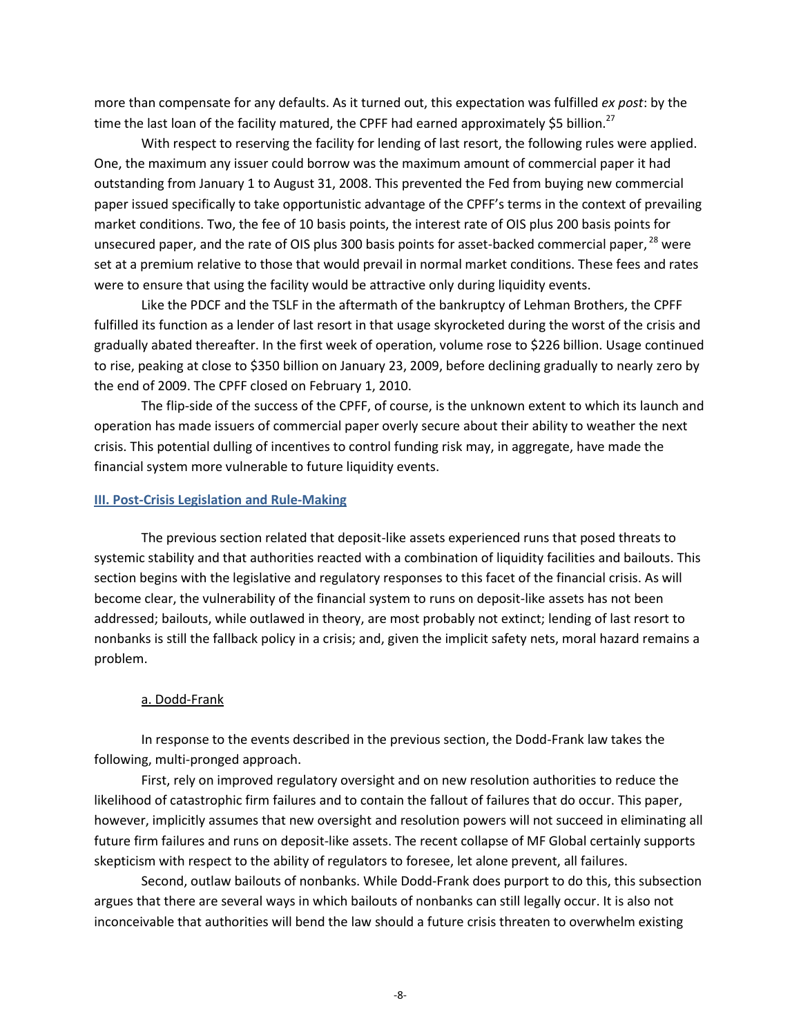more than compensate for any defaults. As it turned out, this expectation was fulfilled *ex post*: by the time the last loan of the facility matured, the CPFF had earned approximately $5 billion.[27]

With respect to reserving the facility for lending of last resort, the following rules were applied. One, the maximum any issuer could borrow was the maximum amount of commercial paper it had outstanding from January 1 to August 31, 2008. This prevented the Fed from buying new commercial paper issued specifically to take opportunistic advantage of the CPFF's terms in the context of prevailing market conditions. Two, the fee of 10 basis points, the interest rate of OIS plus 200 basis points for unsecured paper, and the rate of OIS plus 300 basis points for asset-backed commercial paper,[28] were set at a premium relative to those that would prevail in normal market conditions. These fees and rates were to ensure that using the facility would be attractive only during liquidity events.

Like the PDCF and the TSLF in the aftermath of the bankruptcy of Lehman Brothers, the CPFF fulfilled its function as a lender of last resort in that usage skyrocketed during the worst of the crisis and gradually abated thereafter. In the first week of operation, volume rose to $226 billion. Usage continued to rise, peaking at close to $350 billion on January 23, 2009, before declining gradually to nearly zero by the end of 2009. The CPFF closed on February 1, 2010.

The flip-side of the success of the CPFF, of course, is the unknown extent to which its launch and operation has made issuers of commercial paper overly secure about their ability to weather the next crisis. This potential dulling of incentives to control funding risk may, in aggregate, have made the financial system more vulnerable to future liquidity events.

## III. Post-Crisis Legislation and Rule-Making

The previous section related that deposit-like assets experienced runs that posed threats to systemic stability and that authorities reacted with a combination of liquidity facilities and bailouts. This section begins with the legislative and regulatory responses to this facet of the financial crisis. As will become clear, the vulnerability of the financial system to runs on deposit-like assets has not been addressed; bailouts, while outlawed in theory, are most probably not extinct; lending of last resort to nonbanks is still the fallback policy in a crisis; and, given the implicit safety nets, moral hazard remains a problem.

### a. Dodd-Frank

In response to the events described in the previous section, the Dodd-Frank law takes the following, multi-pronged approach.

First, rely on improved regulatory oversight and on new resolution authorities to reduce the likelihood of catastrophic firm failures and to contain the fallout of failures that do occur. This paper, however, implicitly assumes that new oversight and resolution powers will not succeed in eliminating all future firm failures and runs on deposit-like assets. The recent collapse of MF Global certainly supports skepticism with respect to the ability of regulators to foresee, let alone prevent, all failures.

Second, outlaw bailouts of nonbanks. While Dodd-Frank does purport to do this, this subsection argues that there are several ways in which bailouts of nonbanks can still legally occur. It is also not inconceivable that authorities will bend the law should a future crisis threaten to overwhelm existing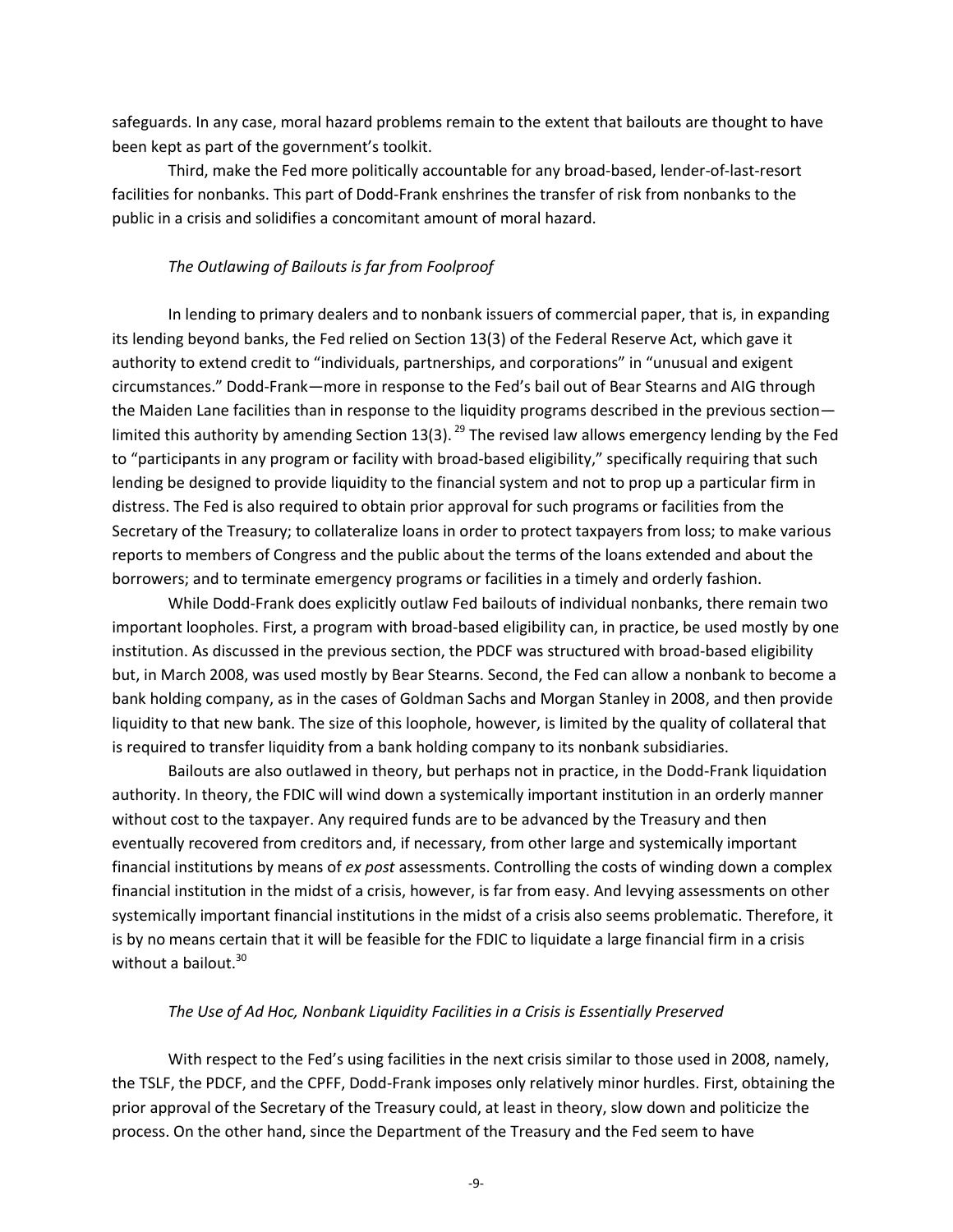safeguards. In any case, moral hazard problems remain to the extent that bailouts are thought to have been kept as part of the government's toolkit.

Third, make the Fed more politically accountable for any broad-based, lender-of-last-resort facilities for nonbanks. This part of Dodd-Frank enshrines the transfer of risk from nonbanks to the public in a crisis and solidifies a concomitant amount of moral hazard.

*The Outlawing of Bailouts is far from Foolproof*

In lending to primary dealers and to nonbank issuers of commercial paper, that is, in expanding its lending beyond banks, the Fed relied on Section 13(3) of the Federal Reserve Act, which gave it authority to extend credit to "individuals, partnerships, and corporations" in "unusual and exigent circumstances." Dodd-Frank—more in response to the Fed's bail out of Bear Stearns and AIG through the Maiden Lane facilities than in response to the liquidity programs described in the previous section—limited this authority by amending Section 13(3).[29] The revised law allows emergency lending by the Fed to "participants in any program or facility with broad-based eligibility," specifically requiring that such lending be designed to provide liquidity to the financial system and not to prop up a particular firm in distress. The Fed is also required to obtain prior approval for such programs or facilities from the Secretary of the Treasury; to collateralize loans in order to protect taxpayers from loss; to make various reports to members of Congress and the public about the terms of the loans extended and about the borrowers; and to terminate emergency programs or facilities in a timely and orderly fashion.

While Dodd-Frank does explicitly outlaw Fed bailouts of individual nonbanks, there remain two important loopholes. First, a program with broad-based eligibility can, in practice, be used mostly by one institution. As discussed in the previous section, the PDCF was structured with broad-based eligibility but, in March 2008, was used mostly by Bear Stearns. Second, the Fed can allow a nonbank to become a bank holding company, as in the cases of Goldman Sachs and Morgan Stanley in 2008, and then provide liquidity to that new bank. The size of this loophole, however, is limited by the quality of collateral that is required to transfer liquidity from a bank holding company to its nonbank subsidiaries.

Bailouts are also outlawed in theory, but perhaps not in practice, in the Dodd-Frank liquidation authority. In theory, the FDIC will wind down a systemically important institution in an orderly manner without cost to the taxpayer. Any required funds are to be advanced by the Treasury and then eventually recovered from creditors and, if necessary, from other large and systemically important financial institutions by means of *ex post* assessments. Controlling the costs of winding down a complex financial institution in the midst of a crisis, however, is far from easy. And levying assessments on other systemically important financial institutions in the midst of a crisis also seems problematic. Therefore, it is by no means certain that it will be feasible for the FDIC to liquidate a large financial firm in a crisis without a bailout.[30]

*The Use of Ad Hoc, Nonbank Liquidity Facilities in a Crisis is Essentially Preserved*

With respect to the Fed's using facilities in the next crisis similar to those used in 2008, namely, the TSLF, the PDCF, and the CPFF, Dodd-Frank imposes only relatively minor hurdles. First, obtaining the prior approval of the Secretary of the Treasury could, at least in theory, slow down and politicize the process. On the other hand, since the Department of the Treasury and the Fed seem to have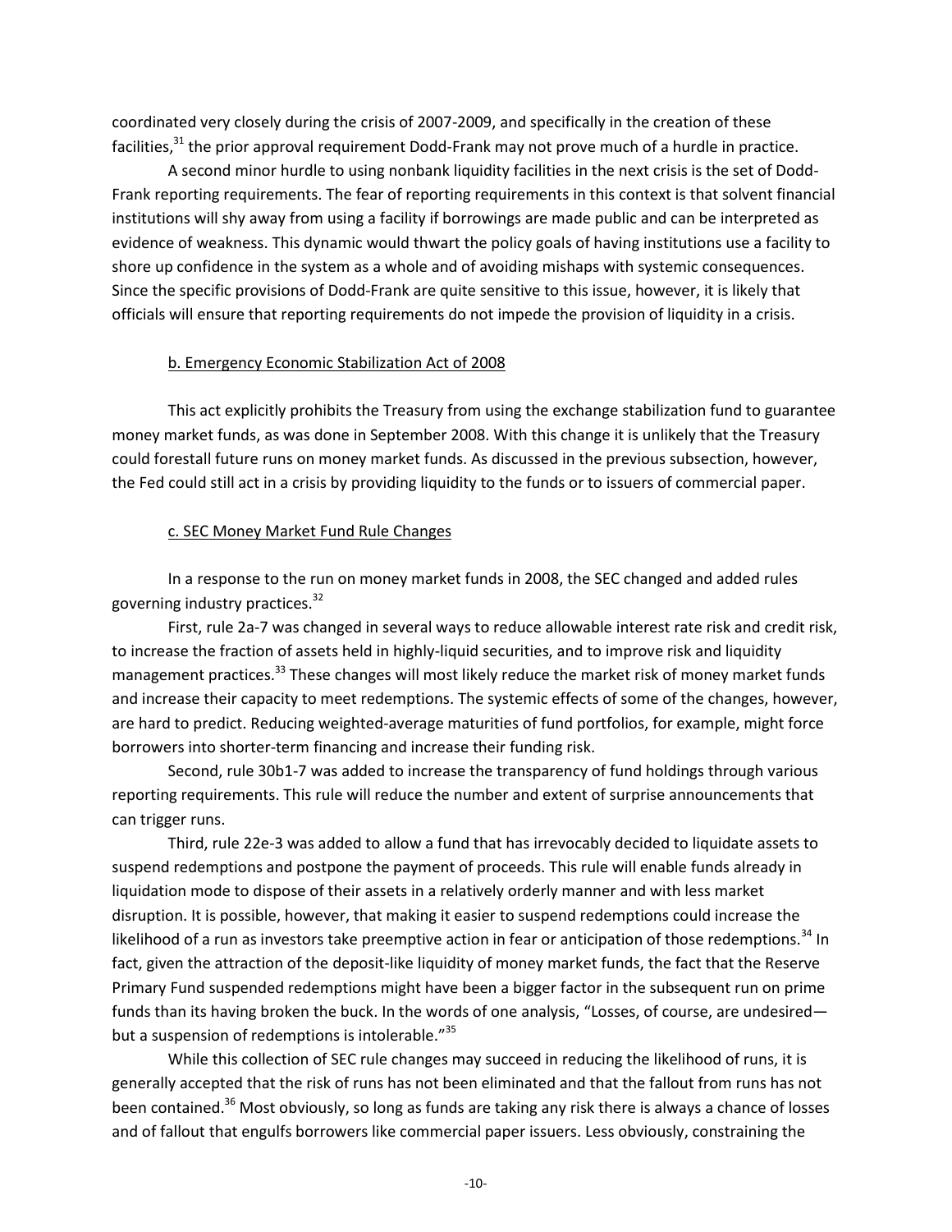coordinated very closely during the crisis of 2007-2009, and specifically in the creation of these facilities,[31] the prior approval requirement Dodd-Frank may not prove much of a hurdle in practice.

A second minor hurdle to using nonbank liquidity facilities in the next crisis is the set of Dodd-Frank reporting requirements. The fear of reporting requirements in this context is that solvent financial institutions will shy away from using a facility if borrowings are made public and can be interpreted as evidence of weakness. This dynamic would thwart the policy goals of having institutions use a facility to shore up confidence in the system as a whole and of avoiding mishaps with systemic consequences. Since the specific provisions of Dodd-Frank are quite sensitive to this issue, however, it is likely that officials will ensure that reporting requirements do not impede the provision of liquidity in a crisis.

### b. Emergency Economic Stabilization Act of 2008

This act explicitly prohibits the Treasury from using the exchange stabilization fund to guarantee money market funds, as was done in September 2008. With this change it is unlikely that the Treasury could forestall future runs on money market funds. As discussed in the previous subsection, however, the Fed could still act in a crisis by providing liquidity to the funds or to issuers of commercial paper.

### c. SEC Money Market Fund Rule Changes

In a response to the run on money market funds in 2008, the SEC changed and added rules governing industry practices.[32]

First, rule 2a-7 was changed in several ways to reduce allowable interest rate risk and credit risk, to increase the fraction of assets held in highly-liquid securities, and to improve risk and liquidity management practices.[33] These changes will most likely reduce the market risk of money market funds and increase their capacity to meet redemptions. The systemic effects of some of the changes, however, are hard to predict. Reducing weighted-average maturities of fund portfolios, for example, might force borrowers into shorter-term financing and increase their funding risk.

Second, rule 30b1-7 was added to increase the transparency of fund holdings through various reporting requirements. This rule will reduce the number and extent of surprise announcements that can trigger runs.

Third, rule 22e-3 was added to allow a fund that has irrevocably decided to liquidate assets to suspend redemptions and postpone the payment of proceeds. This rule will enable funds already in liquidation mode to dispose of their assets in a relatively orderly manner and with less market disruption. It is possible, however, that making it easier to suspend redemptions could increase the likelihood of a run as investors take preemptive action in fear or anticipation of those redemptions.[34] In fact, given the attraction of the deposit-like liquidity of money market funds, the fact that the Reserve Primary Fund suspended redemptions might have been a bigger factor in the subsequent run on prime funds than its having broken the buck. In the words of one analysis, "Losses, of course, are undesired—but a suspension of redemptions is intolerable."[35]

While this collection of SEC rule changes may succeed in reducing the likelihood of runs, it is generally accepted that the risk of runs has not been eliminated and that the fallout from runs has not been contained.[36] Most obviously, so long as funds are taking any risk there is always a chance of losses and of fallout that engulfs borrowers like commercial paper issuers. Less obviously, constraining the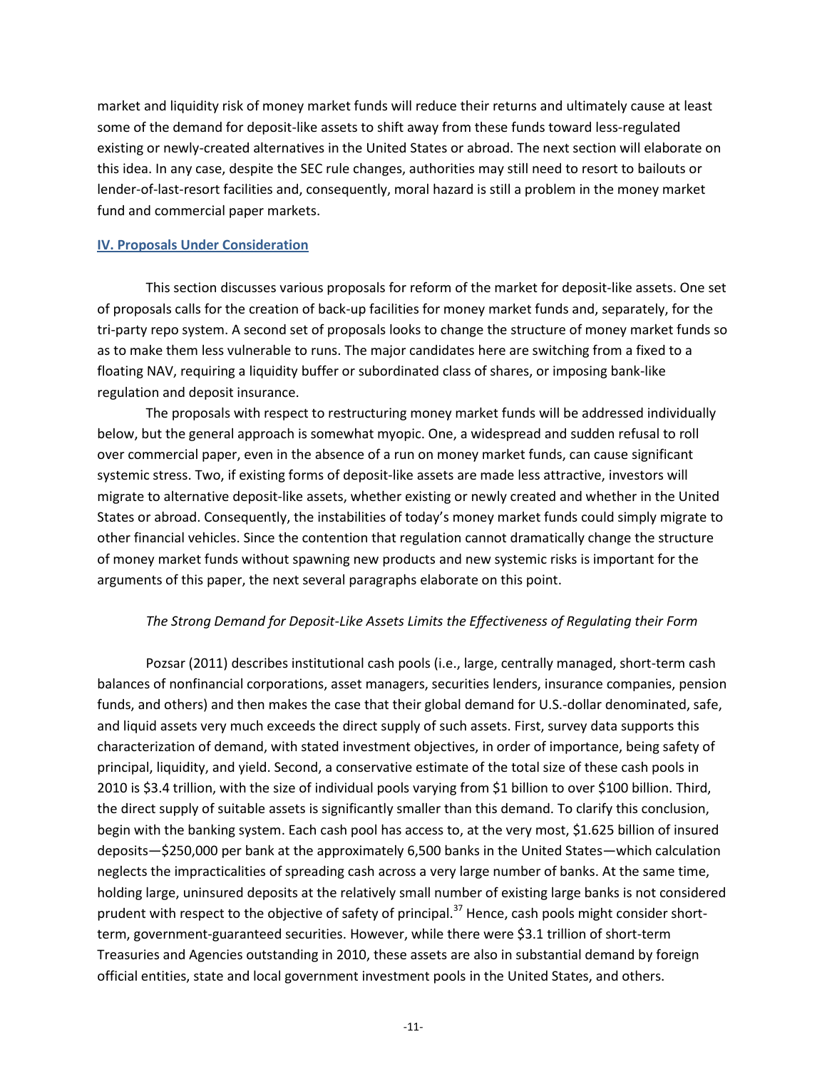market and liquidity risk of money market funds will reduce their returns and ultimately cause at least some of the demand for deposit-like assets to shift away from these funds toward less-regulated existing or newly-created alternatives in the United States or abroad. The next section will elaborate on this idea. In any case, despite the SEC rule changes, authorities may still need to resort to bailouts or lender-of-last-resort facilities and, consequently, moral hazard is still a problem in the money market fund and commercial paper markets.

## IV. Proposals Under Consideration

This section discusses various proposals for reform of the market for deposit-like assets. One set of proposals calls for the creation of back-up facilities for money market funds and, separately, for the tri-party repo system. A second set of proposals looks to change the structure of money market funds so as to make them less vulnerable to runs. The major candidates here are switching from a fixed to a floating NAV, requiring a liquidity buffer or subordinated class of shares, or imposing bank-like regulation and deposit insurance.

The proposals with respect to restructuring money market funds will be addressed individually below, but the general approach is somewhat myopic. One, a widespread and sudden refusal to roll over commercial paper, even in the absence of a run on money market funds, can cause significant systemic stress. Two, if existing forms of deposit-like assets are made less attractive, investors will migrate to alternative deposit-like assets, whether existing or newly created and whether in the United States or abroad. Consequently, the instabilities of today's money market funds could simply migrate to other financial vehicles. Since the contention that regulation cannot dramatically change the structure of money market funds without spawning new products and new systemic risks is important for the arguments of this paper, the next several paragraphs elaborate on this point.

### *The Strong Demand for Deposit-Like Assets Limits the Effectiveness of Regulating their Form*

Pozsar (2011) describes institutional cash pools (i.e., large, centrally managed, short-term cash balances of nonfinancial corporations, asset managers, securities lenders, insurance companies, pension funds, and others) and then makes the case that their global demand for U.S.-dollar denominated, safe, and liquid assets very much exceeds the direct supply of such assets. First, survey data supports this characterization of demand, with stated investment objectives, in order of importance, being safety of principal, liquidity, and yield. Second, a conservative estimate of the total size of these cash pools in 2010 is $3.4 trillion, with the size of individual pools varying from $1 billion to over $100 billion. Third, the direct supply of suitable assets is significantly smaller than this demand. To clarify this conclusion, begin with the banking system. Each cash pool has access to, at the very most, $1.625 billion of insured deposits—$250,000 per bank at the approximately 6,500 banks in the United States—which calculation neglects the impracticalities of spreading cash across a very large number of banks. At the same time, holding large, uninsured deposits at the relatively small number of existing large banks is not considered prudent with respect to the objective of safety of principal.[37] Hence, cash pools might consider short-term, government-guaranteed securities. However, while there were $3.1 trillion of short-term Treasuries and Agencies outstanding in 2010, these assets are also in substantial demand by foreign official entities, state and local government investment pools in the United States, and others.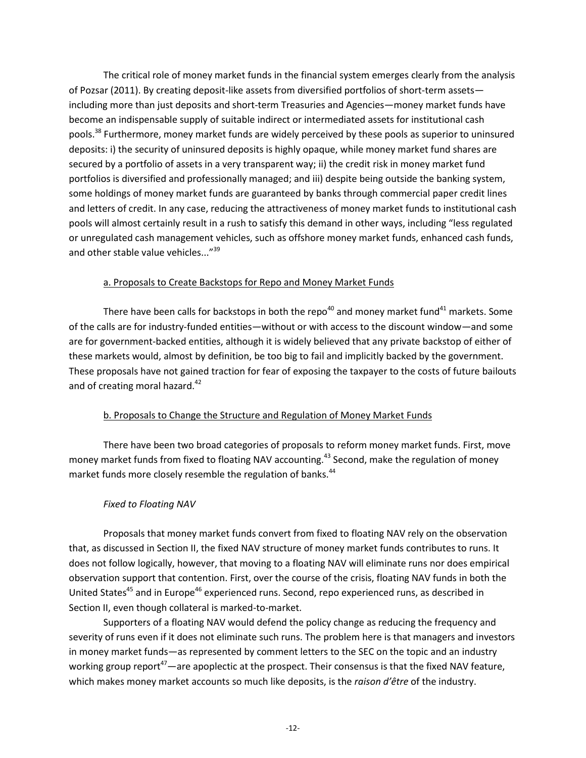The critical role of money market funds in the financial system emerges clearly from the analysis of Pozsar (2011). By creating deposit-like assets from diversified portfolios of short-term assets—including more than just deposits and short-term Treasuries and Agencies—money market funds have become an indispensable supply of suitable indirect or intermediated assets for institutional cash pools.[38] Furthermore, money market funds are widely perceived by these pools as superior to uninsured deposits: i) the security of uninsured deposits is highly opaque, while money market fund shares are secured by a portfolio of assets in a very transparent way; ii) the credit risk in money market fund portfolios is diversified and professionally managed; and iii) despite being outside the banking system, some holdings of money market funds are guaranteed by banks through commercial paper credit lines and letters of credit. In any case, reducing the attractiveness of money market funds to institutional cash pools will almost certainly result in a rush to satisfy this demand in other ways, including "less regulated or unregulated cash management vehicles, such as offshore money market funds, enhanced cash funds, and other stable value vehicles..."[39]

### a. Proposals to Create Backstops for Repo and Money Market Funds

There have been calls for backstops in both the repo[40] and money market fund[41] markets. Some of the calls are for industry-funded entities—without or with access to the discount window—and some are for government-backed entities, although it is widely believed that any private backstop of either of these markets would, almost by definition, be too big to fail and implicitly backed by the government. These proposals have not gained traction for fear of exposing the taxpayer to the costs of future bailouts and of creating moral hazard.[42]

### b. Proposals to Change the Structure and Regulation of Money Market Funds

There have been two broad categories of proposals to reform money market funds. First, move money market funds from fixed to floating NAV accounting.[43] Second, make the regulation of money market funds more closely resemble the regulation of banks.[44]

*Fixed to Floating NAV*

Proposals that money market funds convert from fixed to floating NAV rely on the observation that, as discussed in Section II, the fixed NAV structure of money market funds contributes to runs. It does not follow logically, however, that moving to a floating NAV will eliminate runs nor does empirical observation support that contention. First, over the course of the crisis, floating NAV funds in both the United States[45] and in Europe[46] experienced runs. Second, repo experienced runs, as described in Section II, even though collateral is marked-to-market.

Supporters of a floating NAV would defend the policy change as reducing the frequency and severity of runs even if it does not eliminate such runs. The problem here is that managers and investors in money market funds—as represented by comment letters to the SEC on the topic and an industry working group report[47]—are apoplectic at the prospect. Their consensus is that the fixed NAV feature, which makes money market accounts so much like deposits, is the *raison d'être* of the industry.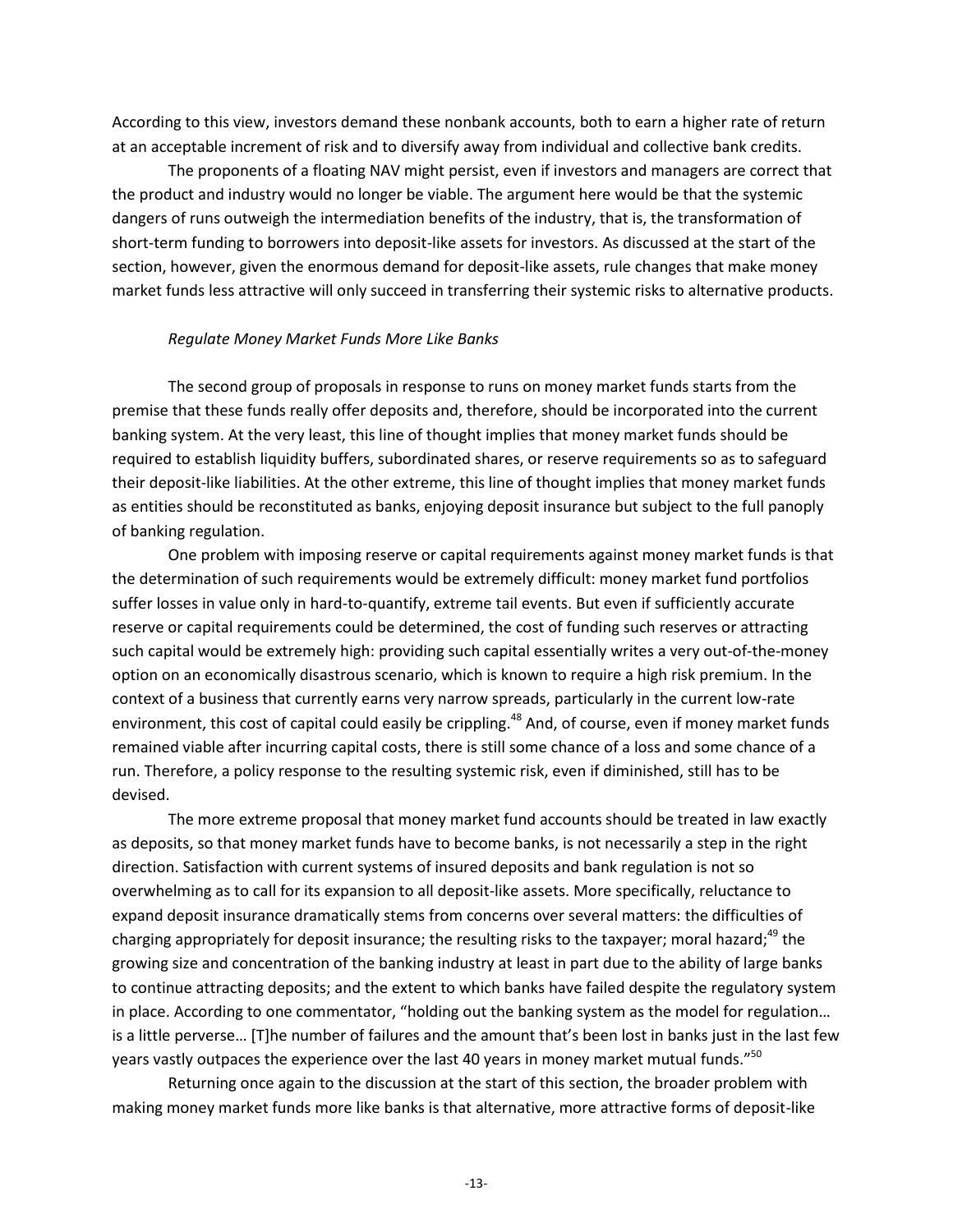According to this view, investors demand these nonbank accounts, both to earn a higher rate of return at an acceptable increment of risk and to diversify away from individual and collective bank credits.

The proponents of a floating NAV might persist, even if investors and managers are correct that the product and industry would no longer be viable. The argument here would be that the systemic dangers of runs outweigh the intermediation benefits of the industry, that is, the transformation of short-term funding to borrowers into deposit-like assets for investors. As discussed at the start of the section, however, given the enormous demand for deposit-like assets, rule changes that make money market funds less attractive will only succeed in transferring their systemic risks to alternative products.

*Regulate Money Market Funds More Like Banks*

The second group of proposals in response to runs on money market funds starts from the premise that these funds really offer deposits and, therefore, should be incorporated into the current banking system. At the very least, this line of thought implies that money market funds should be required to establish liquidity buffers, subordinated shares, or reserve requirements so as to safeguard their deposit-like liabilities. At the other extreme, this line of thought implies that money market funds as entities should be reconstituted as banks, enjoying deposit insurance but subject to the full panoply of banking regulation.

One problem with imposing reserve or capital requirements against money market funds is that the determination of such requirements would be extremely difficult: money market fund portfolios suffer losses in value only in hard-to-quantify, extreme tail events. But even if sufficiently accurate reserve or capital requirements could be determined, the cost of funding such reserves or attracting such capital would be extremely high: providing such capital essentially writes a very out-of-the-money option on an economically disastrous scenario, which is known to require a high risk premium. In the context of a business that currently earns very narrow spreads, particularly in the current low-rate environment, this cost of capital could easily be crippling.[48] And, of course, even if money market funds remained viable after incurring capital costs, there is still some chance of a loss and some chance of a run. Therefore, a policy response to the resulting systemic risk, even if diminished, still has to be devised.

The more extreme proposal that money market fund accounts should be treated in law exactly as deposits, so that money market funds have to become banks, is not necessarily a step in the right direction. Satisfaction with current systems of insured deposits and bank regulation is not so overwhelming as to call for its expansion to all deposit-like assets. More specifically, reluctance to expand deposit insurance dramatically stems from concerns over several matters: the difficulties of charging appropriately for deposit insurance; the resulting risks to the taxpayer; moral hazard;[49] the growing size and concentration of the banking industry at least in part due to the ability of large banks to continue attracting deposits; and the extent to which banks have failed despite the regulatory system in place. According to one commentator, "holding out the banking system as the model for regulation… is a little perverse… [T]he number of failures and the amount that's been lost in banks just in the last few years vastly outpaces the experience over the last 40 years in money market mutual funds."[50]

Returning once again to the discussion at the start of this section, the broader problem with making money market funds more like banks is that alternative, more attractive forms of deposit-like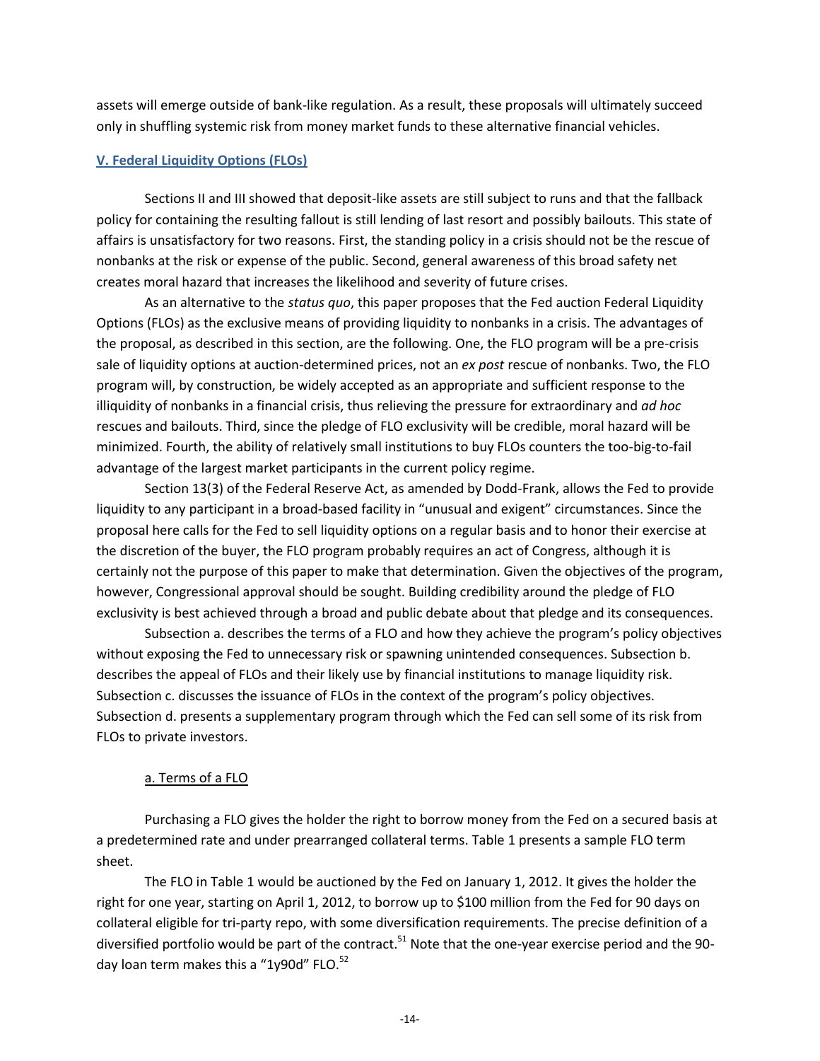assets will emerge outside of bank-like regulation. As a result, these proposals will ultimately succeed only in shuffling systemic risk from money market funds to these alternative financial vehicles.

## V. Federal Liquidity Options (FLOs)

Sections II and III showed that deposit-like assets are still subject to runs and that the fallback policy for containing the resulting fallout is still lending of last resort and possibly bailouts. This state of affairs is unsatisfactory for two reasons. First, the standing policy in a crisis should not be the rescue of nonbanks at the risk or expense of the public. Second, general awareness of this broad safety net creates moral hazard that increases the likelihood and severity of future crises.

As an alternative to the *status quo*, this paper proposes that the Fed auction Federal Liquidity Options (FLOs) as the exclusive means of providing liquidity to nonbanks in a crisis. The advantages of the proposal, as described in this section, are the following. One, the FLO program will be a pre-crisis sale of liquidity options at auction-determined prices, not an *ex post* rescue of nonbanks. Two, the FLO program will, by construction, be widely accepted as an appropriate and sufficient response to the illiquidity of nonbanks in a financial crisis, thus relieving the pressure for extraordinary and *ad hoc* rescues and bailouts. Third, since the pledge of FLO exclusivity will be credible, moral hazard will be minimized. Fourth, the ability of relatively small institutions to buy FLOs counters the too-big-to-fail advantage of the largest market participants in the current policy regime.

Section 13(3) of the Federal Reserve Act, as amended by Dodd-Frank, allows the Fed to provide liquidity to any participant in a broad-based facility in "unusual and exigent" circumstances. Since the proposal here calls for the Fed to sell liquidity options on a regular basis and to honor their exercise at the discretion of the buyer, the FLO program probably requires an act of Congress, although it is certainly not the purpose of this paper to make that determination. Given the objectives of the program, however, Congressional approval should be sought. Building credibility around the pledge of FLO exclusivity is best achieved through a broad and public debate about that pledge and its consequences.

Subsection a. describes the terms of a FLO and how they achieve the program's policy objectives without exposing the Fed to unnecessary risk or spawning unintended consequences. Subsection b. describes the appeal of FLOs and their likely use by financial institutions to manage liquidity risk. Subsection c. discusses the issuance of FLOs in the context of the program's policy objectives. Subsection d. presents a supplementary program through which the Fed can sell some of its risk from FLOs to private investors.

### a. Terms of a FLO

Purchasing a FLO gives the holder the right to borrow money from the Fed on a secured basis at a predetermined rate and under prearranged collateral terms. Table 1 presents a sample FLO term sheet.

The FLO in Table 1 would be auctioned by the Fed on January 1, 2012. It gives the holder the right for one year, starting on April 1, 2012, to borrow up to $100 million from the Fed for 90 days on collateral eligible for tri-party repo, with some diversification requirements. The precise definition of a diversified portfolio would be part of the contract.[51] Note that the one-year exercise period and the 90-day loan term makes this a "1y90d" FLO.[52]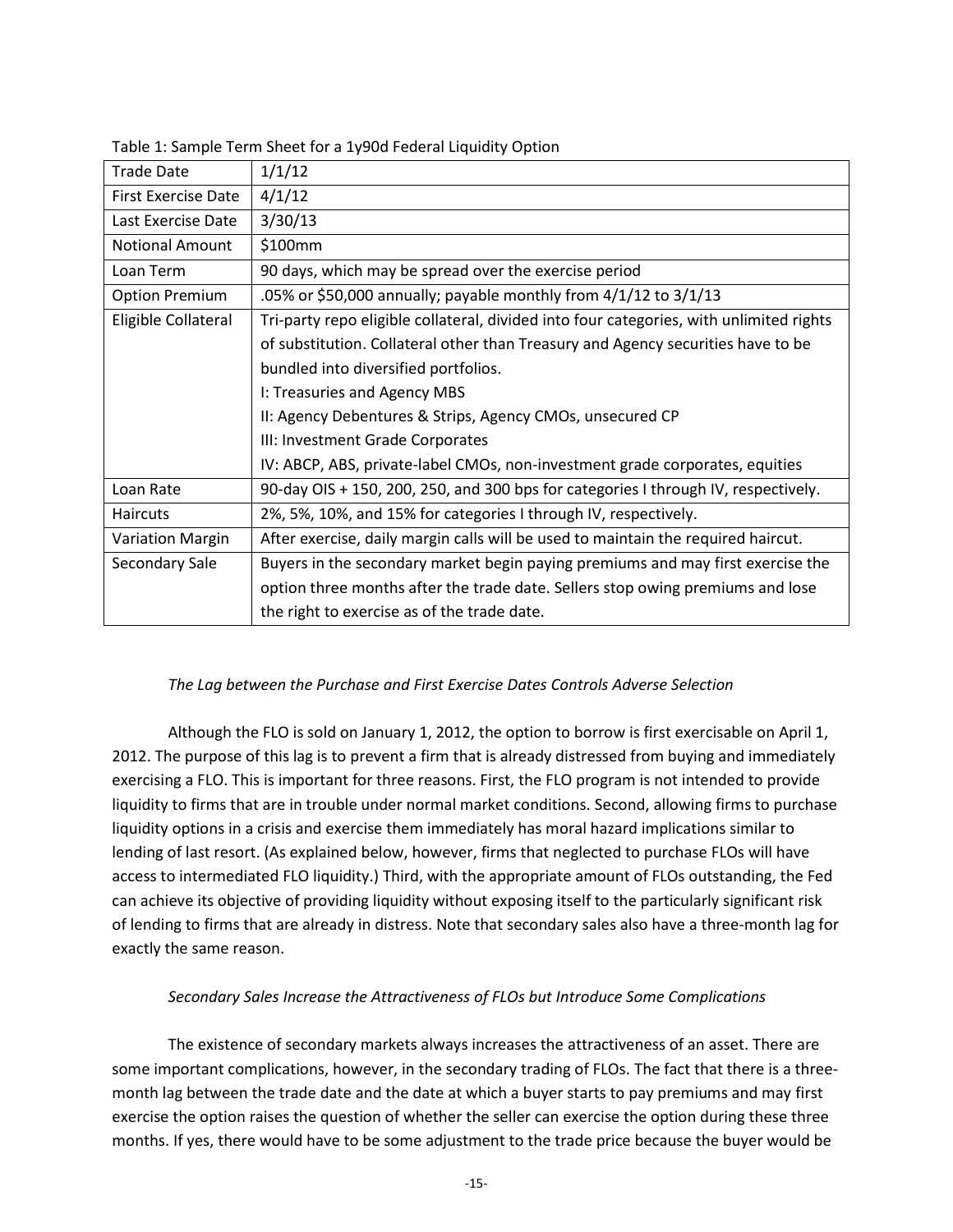Table 1: Sample Term Sheet for a 1y90d Federal Liquidity Option

| Trade Date | 1/1/12 |
|---|---|
| First Exercise Date | 4/1/12 |
| Last Exercise Date | 3/30/13 |
| Notional Amount | $100mm |
| Loan Term | 90 days, which may be spread over the exercise period |
| Option Premium | .05% or $50,000 annually; payable monthly from 4/1/12 to 3/1/13 |
| Eligible Collateral | Tri-party repo eligible collateral, divided into four categories, with unlimited rights of substitution. Collateral other than Treasury and Agency securities have to be bundled into diversified portfolios.<br>I: Treasuries and Agency MBS<br>II: Agency Debentures & Strips, Agency CMOs, unsecured CP<br>III: Investment Grade Corporates<br>IV: ABCP, ABS, private-label CMOs, non-investment grade corporates, equities |
| Loan Rate | 90-day OIS + 150, 200, 250, and 300 bps for categories I through IV, respectively. |
| Haircuts | 2%, 5%, 10%, and 15% for categories I through IV, respectively. |
| Variation Margin | After exercise, daily margin calls will be used to maintain the required haircut. |
| Secondary Sale | Buyers in the secondary market begin paying premiums and may first exercise the option three months after the trade date. Sellers stop owing premiums and lose the right to exercise as of the trade date. |

*The Lag between the Purchase and First Exercise Dates Controls Adverse Selection*

Although the FLO is sold on January 1, 2012, the option to borrow is first exercisable on April 1, 2012. The purpose of this lag is to prevent a firm that is already distressed from buying and immediately exercising a FLO. This is important for three reasons. First, the FLO program is not intended to provide liquidity to firms that are in trouble under normal market conditions. Second, allowing firms to purchase liquidity options in a crisis and exercise them immediately has moral hazard implications similar to lending of last resort. (As explained below, however, firms that neglected to purchase FLOs will have access to intermediated FLO liquidity.) Third, with the appropriate amount of FLOs outstanding, the Fed can achieve its objective of providing liquidity without exposing itself to the particularly significant risk of lending to firms that are already in distress. Note that secondary sales also have a three-month lag for exactly the same reason.

*Secondary Sales Increase the Attractiveness of FLOs but Introduce Some Complications*

The existence of secondary markets always increases the attractiveness of an asset. There are some important complications, however, in the secondary trading of FLOs. The fact that there is a three-month lag between the trade date and the date at which a buyer starts to pay premiums and may first exercise the option raises the question of whether the seller can exercise the option during these three months. If yes, there would have to be some adjustment to the trade price because the buyer would be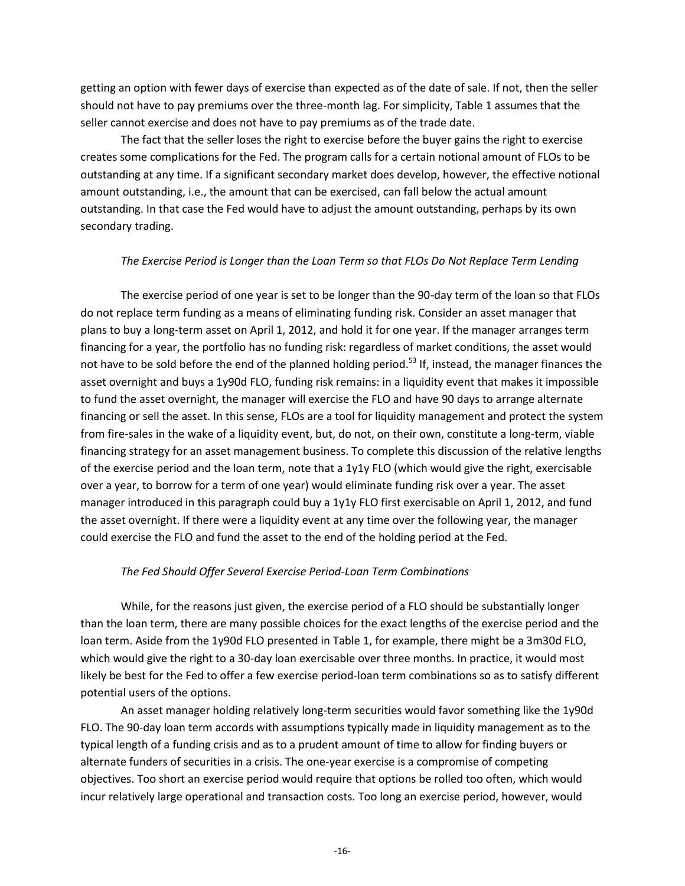getting an option with fewer days of exercise than expected as of the date of sale. If not, then the seller should not have to pay premiums over the three-month lag. For simplicity, Table 1 assumes that the seller cannot exercise and does not have to pay premiums as of the trade date.

The fact that the seller loses the right to exercise before the buyer gains the right to exercise creates some complications for the Fed. The program calls for a certain notional amount of FLOs to be outstanding at any time. If a significant secondary market does develop, however, the effective notional amount outstanding, i.e., the amount that can be exercised, can fall below the actual amount outstanding. In that case the Fed would have to adjust the amount outstanding, perhaps by its own secondary trading.

*The Exercise Period is Longer than the Loan Term so that FLOs Do Not Replace Term Lending*

The exercise period of one year is set to be longer than the 90-day term of the loan so that FLOs do not replace term funding as a means of eliminating funding risk. Consider an asset manager that plans to buy a long-term asset on April 1, 2012, and hold it for one year. If the manager arranges term financing for a year, the portfolio has no funding risk: regardless of market conditions, the asset would not have to be sold before the end of the planned holding period.[53] If, instead, the manager finances the asset overnight and buys a 1y90d FLO, funding risk remains: in a liquidity event that makes it impossible to fund the asset overnight, the manager will exercise the FLO and have 90 days to arrange alternate financing or sell the asset. In this sense, FLOs are a tool for liquidity management and protect the system from fire-sales in the wake of a liquidity event, but, do not, on their own, constitute a long-term, viable financing strategy for an asset management business. To complete this discussion of the relative lengths of the exercise period and the loan term, note that a 1y1y FLO (which would give the right, exercisable over a year, to borrow for a term of one year) would eliminate funding risk over a year. The asset manager introduced in this paragraph could buy a 1y1y FLO first exercisable on April 1, 2012, and fund the asset overnight. If there were a liquidity event at any time over the following year, the manager could exercise the FLO and fund the asset to the end of the holding period at the Fed.

*The Fed Should Offer Several Exercise Period-Loan Term Combinations*

While, for the reasons just given, the exercise period of a FLO should be substantially longer than the loan term, there are many possible choices for the exact lengths of the exercise period and the loan term. Aside from the 1y90d FLO presented in Table 1, for example, there might be a 3m30d FLO, which would give the right to a 30-day loan exercisable over three months. In practice, it would most likely be best for the Fed to offer a few exercise period-loan term combinations so as to satisfy different potential users of the options.

An asset manager holding relatively long-term securities would favor something like the 1y90d FLO. The 90-day loan term accords with assumptions typically made in liquidity management as to the typical length of a funding crisis and as to a prudent amount of time to allow for finding buyers or alternate funders of securities in a crisis. The one-year exercise is a compromise of competing objectives. Too short an exercise period would require that options be rolled too often, which would incur relatively large operational and transaction costs. Too long an exercise period, however, would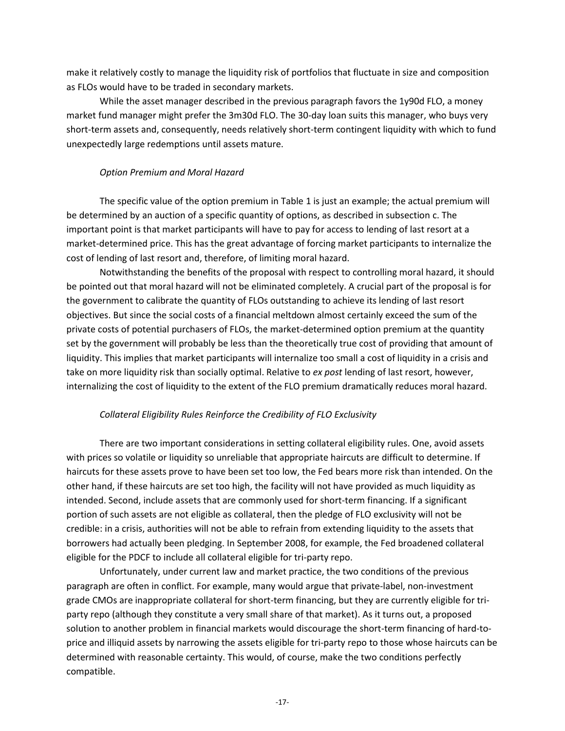make it relatively costly to manage the liquidity risk of portfolios that fluctuate in size and composition as FLOs would have to be traded in secondary markets.

While the asset manager described in the previous paragraph favors the 1y90d FLO, a money market fund manager might prefer the 3m30d FLO. The 30-day loan suits this manager, who buys very short-term assets and, consequently, needs relatively short-term contingent liquidity with which to fund unexpectedly large redemptions until assets mature.

*Option Premium and Moral Hazard*

The specific value of the option premium in Table 1 is just an example; the actual premium will be determined by an auction of a specific quantity of options, as described in subsection c. The important point is that market participants will have to pay for access to lending of last resort at a market-determined price. This has the great advantage of forcing market participants to internalize the cost of lending of last resort and, therefore, of limiting moral hazard.

Notwithstanding the benefits of the proposal with respect to controlling moral hazard, it should be pointed out that moral hazard will not be eliminated completely. A crucial part of the proposal is for the government to calibrate the quantity of FLOs outstanding to achieve its lending of last resort objectives. But since the social costs of a financial meltdown almost certainly exceed the sum of the private costs of potential purchasers of FLOs, the market-determined option premium at the quantity set by the government will probably be less than the theoretically true cost of providing that amount of liquidity. This implies that market participants will internalize too small a cost of liquidity in a crisis and take on more liquidity risk than socially optimal. Relative to *ex post* lending of last resort, however, internalizing the cost of liquidity to the extent of the FLO premium dramatically reduces moral hazard.

*Collateral Eligibility Rules Reinforce the Credibility of FLO Exclusivity*

There are two important considerations in setting collateral eligibility rules. One, avoid assets with prices so volatile or liquidity so unreliable that appropriate haircuts are difficult to determine. If haircuts for these assets prove to have been set too low, the Fed bears more risk than intended. On the other hand, if these haircuts are set too high, the facility will not have provided as much liquidity as intended. Second, include assets that are commonly used for short-term financing. If a significant portion of such assets are not eligible as collateral, then the pledge of FLO exclusivity will not be credible: in a crisis, authorities will not be able to refrain from extending liquidity to the assets that borrowers had actually been pledging. In September 2008, for example, the Fed broadened collateral eligible for the PDCF to include all collateral eligible for tri-party repo.

Unfortunately, under current law and market practice, the two conditions of the previous paragraph are often in conflict. For example, many would argue that private-label, non-investment grade CMOs are inappropriate collateral for short-term financing, but they are currently eligible for tri-party repo (although they constitute a very small share of that market). As it turns out, a proposed solution to another problem in financial markets would discourage the short-term financing of hard-to-price and illiquid assets by narrowing the assets eligible for tri-party repo to those whose haircuts can be determined with reasonable certainty. This would, of course, make the two conditions perfectly compatible.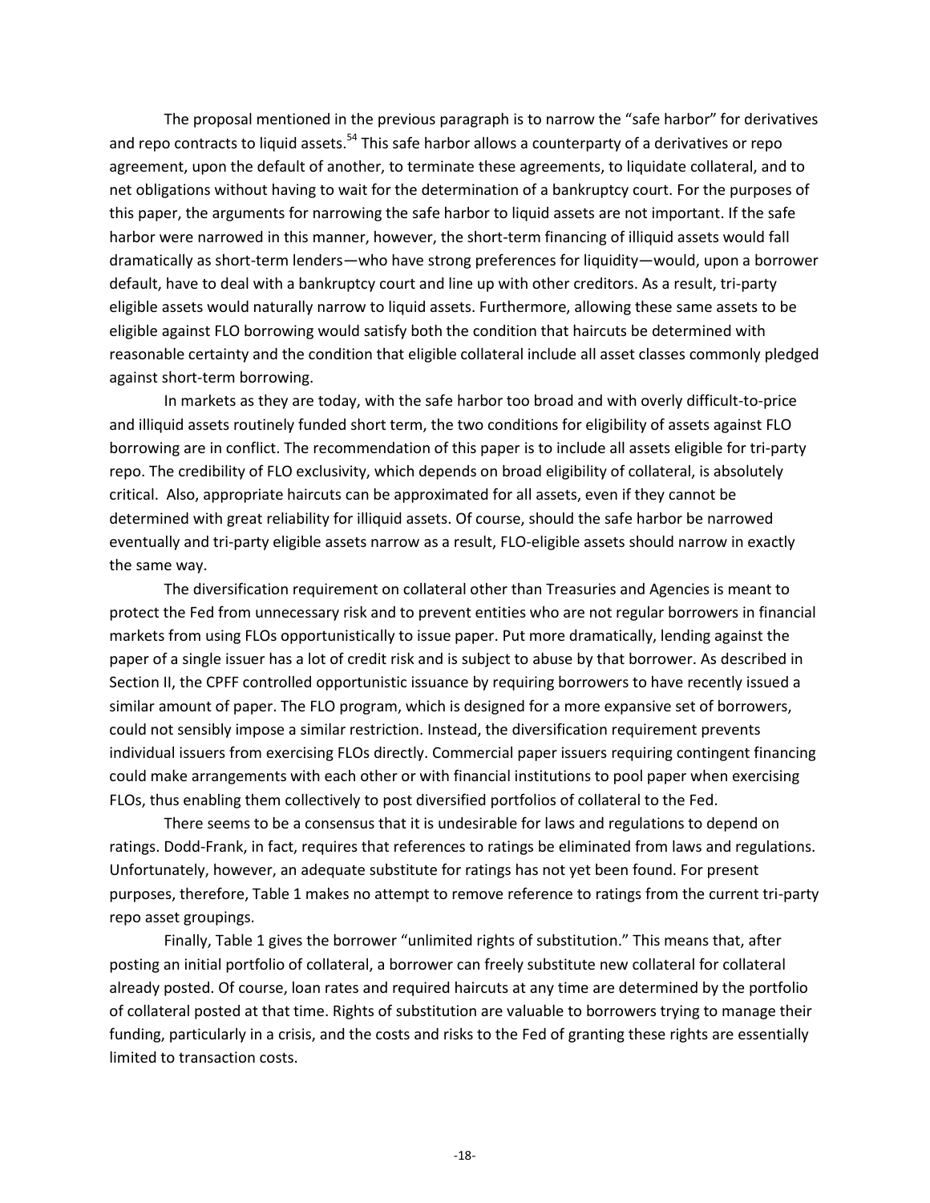The proposal mentioned in the previous paragraph is to narrow the "safe harbor" for derivatives and repo contracts to liquid assets.[54] This safe harbor allows a counterparty of a derivatives or repo agreement, upon the default of another, to terminate these agreements, to liquidate collateral, and to net obligations without having to wait for the determination of a bankruptcy court. For the purposes of this paper, the arguments for narrowing the safe harbor to liquid assets are not important. If the safe harbor were narrowed in this manner, however, the short-term financing of illiquid assets would fall dramatically as short-term lenders—who have strong preferences for liquidity—would, upon a borrower default, have to deal with a bankruptcy court and line up with other creditors. As a result, tri-party eligible assets would naturally narrow to liquid assets. Furthermore, allowing these same assets to be eligible against FLO borrowing would satisfy both the condition that haircuts be determined with reasonable certainty and the condition that eligible collateral include all asset classes commonly pledged against short-term borrowing.

In markets as they are today, with the safe harbor too broad and with overly difficult-to-price and illiquid assets routinely funded short term, the two conditions for eligibility of assets against FLO borrowing are in conflict. The recommendation of this paper is to include all assets eligible for tri-party repo. The credibility of FLO exclusivity, which depends on broad eligibility of collateral, is absolutely critical. Also, appropriate haircuts can be approximated for all assets, even if they cannot be determined with great reliability for illiquid assets. Of course, should the safe harbor be narrowed eventually and tri-party eligible assets narrow as a result, FLO-eligible assets should narrow in exactly the same way.

The diversification requirement on collateral other than Treasuries and Agencies is meant to protect the Fed from unnecessary risk and to prevent entities who are not regular borrowers in financial markets from using FLOs opportunistically to issue paper. Put more dramatically, lending against the paper of a single issuer has a lot of credit risk and is subject to abuse by that borrower. As described in Section II, the CPFF controlled opportunistic issuance by requiring borrowers to have recently issued a similar amount of paper. The FLO program, which is designed for a more expansive set of borrowers, could not sensibly impose a similar restriction. Instead, the diversification requirement prevents individual issuers from exercising FLOs directly. Commercial paper issuers requiring contingent financing could make arrangements with each other or with financial institutions to pool paper when exercising FLOs, thus enabling them collectively to post diversified portfolios of collateral to the Fed.

There seems to be a consensus that it is undesirable for laws and regulations to depend on ratings. Dodd-Frank, in fact, requires that references to ratings be eliminated from laws and regulations. Unfortunately, however, an adequate substitute for ratings has not yet been found. For present purposes, therefore, Table 1 makes no attempt to remove reference to ratings from the current tri-party repo asset groupings.

Finally, Table 1 gives the borrower "unlimited rights of substitution." This means that, after posting an initial portfolio of collateral, a borrower can freely substitute new collateral for collateral already posted. Of course, loan rates and required haircuts at any time are determined by the portfolio of collateral posted at that time. Rights of substitution are valuable to borrowers trying to manage their funding, particularly in a crisis, and the costs and risks to the Fed of granting these rights are essentially limited to transaction costs.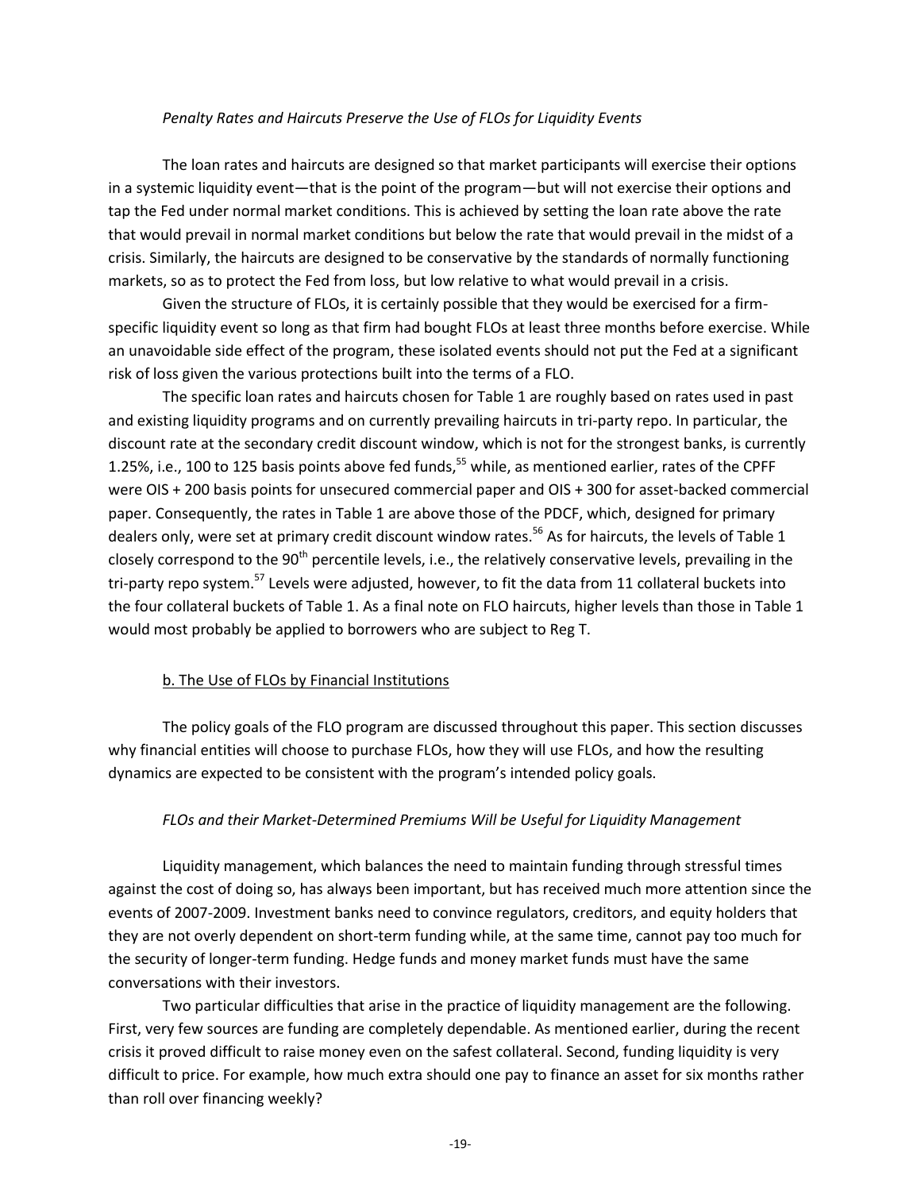*Penalty Rates and Haircuts Preserve the Use of FLOs for Liquidity Events*

The loan rates and haircuts are designed so that market participants will exercise their options in a systemic liquidity event—that is the point of the program—but will not exercise their options and tap the Fed under normal market conditions. This is achieved by setting the loan rate above the rate that would prevail in normal market conditions but below the rate that would prevail in the midst of a crisis. Similarly, the haircuts are designed to be conservative by the standards of normally functioning markets, so as to protect the Fed from loss, but low relative to what would prevail in a crisis.

Given the structure of FLOs, it is certainly possible that they would be exercised for a firm-specific liquidity event so long as that firm had bought FLOs at least three months before exercise. While an unavoidable side effect of the program, these isolated events should not put the Fed at a significant risk of loss given the various protections built into the terms of a FLO.

The specific loan rates and haircuts chosen for Table 1 are roughly based on rates used in past and existing liquidity programs and on currently prevailing haircuts in tri-party repo. In particular, the discount rate at the secondary credit discount window, which is not for the strongest banks, is currently 1.25%, i.e., 100 to 125 basis points above fed funds,[55] while, as mentioned earlier, rates of the CPFF were OIS + 200 basis points for unsecured commercial paper and OIS + 300 for asset-backed commercial paper. Consequently, the rates in Table 1 are above those of the PDCF, which, designed for primary dealers only, were set at primary credit discount window rates.[56] As for haircuts, the levels of Table 1 closely correspond to the 90th percentile levels, i.e., the relatively conservative levels, prevailing in the tri-party repo system.[57] Levels were adjusted, however, to fit the data from 11 collateral buckets into the four collateral buckets of Table 1. As a final note on FLO haircuts, higher levels than those in Table 1 would most probably be applied to borrowers who are subject to Reg T.

## b. The Use of FLOs by Financial Institutions

The policy goals of the FLO program are discussed throughout this paper. This section discusses why financial entities will choose to purchase FLOs, how they will use FLOs, and how the resulting dynamics are expected to be consistent with the program's intended policy goals.

*FLOs and their Market-Determined Premiums Will be Useful for Liquidity Management*

Liquidity management, which balances the need to maintain funding through stressful times against the cost of doing so, has always been important, but has received much more attention since the events of 2007-2009. Investment banks need to convince regulators, creditors, and equity holders that they are not overly dependent on short-term funding while, at the same time, cannot pay too much for the security of longer-term funding. Hedge funds and money market funds must have the same conversations with their investors.

Two particular difficulties that arise in the practice of liquidity management are the following. First, very few sources are funding are completely dependable. As mentioned earlier, during the recent crisis it proved difficult to raise money even on the safest collateral. Second, funding liquidity is very difficult to price. For example, how much extra should one pay to finance an asset for six months rather than roll over financing weekly?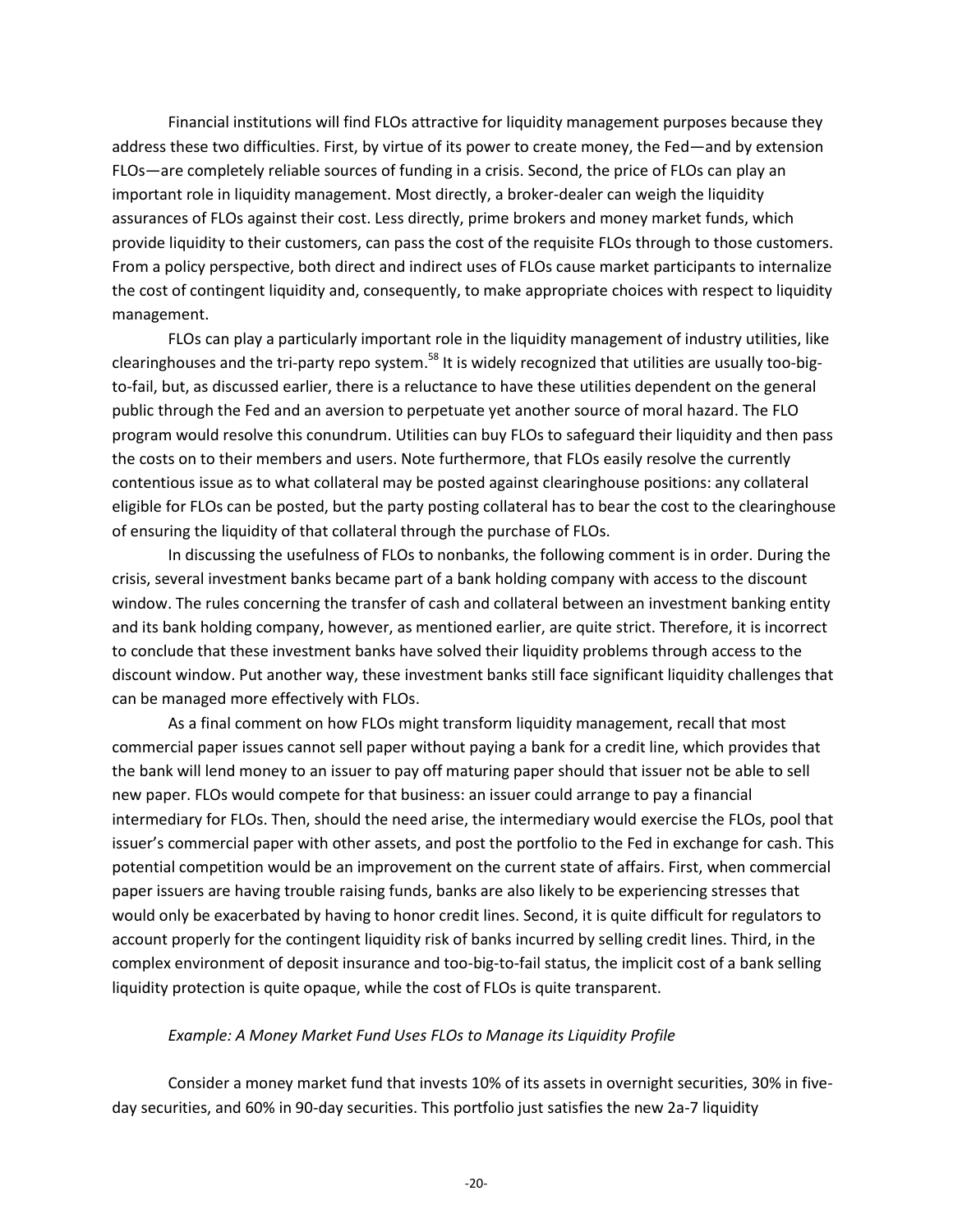Financial institutions will find FLOs attractive for liquidity management purposes because they address these two difficulties. First, by virtue of its power to create money, the Fed—and by extension FLOs—are completely reliable sources of funding in a crisis. Second, the price of FLOs can play an important role in liquidity management. Most directly, a broker-dealer can weigh the liquidity assurances of FLOs against their cost. Less directly, prime brokers and money market funds, which provide liquidity to their customers, can pass the cost of the requisite FLOs through to those customers. From a policy perspective, both direct and indirect uses of FLOs cause market participants to internalize the cost of contingent liquidity and, consequently, to make appropriate choices with respect to liquidity management.

FLOs can play a particularly important role in the liquidity management of industry utilities, like clearinghouses and the tri-party repo system.[58] It is widely recognized that utilities are usually too-big-to-fail, but, as discussed earlier, there is a reluctance to have these utilities dependent on the general public through the Fed and an aversion to perpetuate yet another source of moral hazard. The FLO program would resolve this conundrum. Utilities can buy FLOs to safeguard their liquidity and then pass the costs on to their members and users. Note furthermore, that FLOs easily resolve the currently contentious issue as to what collateral may be posted against clearinghouse positions: any collateral eligible for FLOs can be posted, but the party posting collateral has to bear the cost to the clearinghouse of ensuring the liquidity of that collateral through the purchase of FLOs.

In discussing the usefulness of FLOs to nonbanks, the following comment is in order. During the crisis, several investment banks became part of a bank holding company with access to the discount window. The rules concerning the transfer of cash and collateral between an investment banking entity and its bank holding company, however, as mentioned earlier, are quite strict. Therefore, it is incorrect to conclude that these investment banks have solved their liquidity problems through access to the discount window. Put another way, these investment banks still face significant liquidity challenges that can be managed more effectively with FLOs.

As a final comment on how FLOs might transform liquidity management, recall that most commercial paper issues cannot sell paper without paying a bank for a credit line, which provides that the bank will lend money to an issuer to pay off maturing paper should that issuer not be able to sell new paper. FLOs would compete for that business: an issuer could arrange to pay a financial intermediary for FLOs. Then, should the need arise, the intermediary would exercise the FLOs, pool that issuer's commercial paper with other assets, and post the portfolio to the Fed in exchange for cash. This potential competition would be an improvement on the current state of affairs. First, when commercial paper issuers are having trouble raising funds, banks are also likely to be experiencing stresses that would only be exacerbated by having to honor credit lines. Second, it is quite difficult for regulators to account properly for the contingent liquidity risk of banks incurred by selling credit lines. Third, in the complex environment of deposit insurance and too-big-to-fail status, the implicit cost of a bank selling liquidity protection is quite opaque, while the cost of FLOs is quite transparent.

*Example: A Money Market Fund Uses FLOs to Manage its Liquidity Profile*

Consider a money market fund that invests 10% of its assets in overnight securities, 30% in five-day securities, and 60% in 90-day securities. This portfolio just satisfies the new 2a-7 liquidity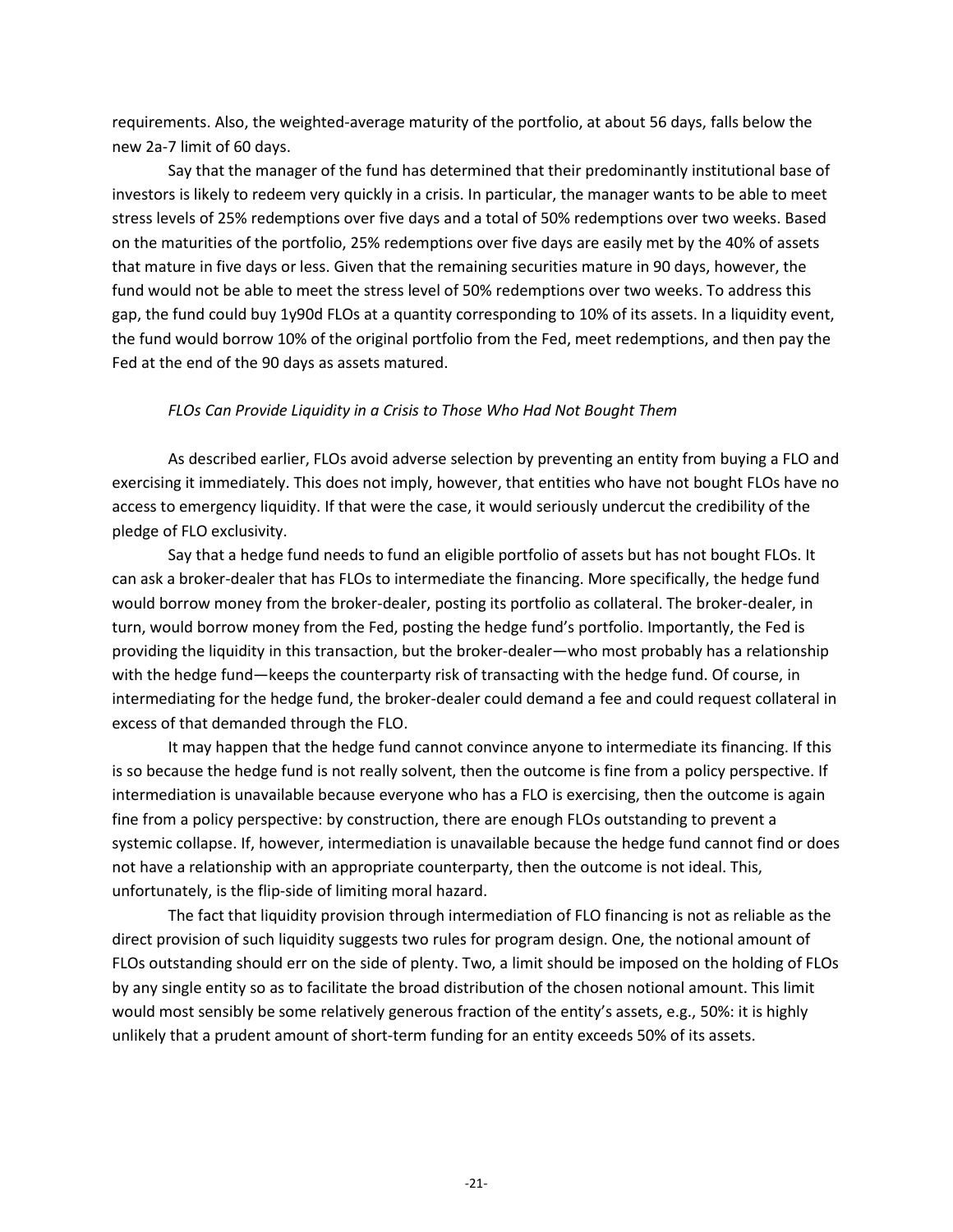requirements. Also, the weighted-average maturity of the portfolio, at about 56 days, falls below the new 2a-7 limit of 60 days.

Say that the manager of the fund has determined that their predominantly institutional base of investors is likely to redeem very quickly in a crisis. In particular, the manager wants to be able to meet stress levels of 25% redemptions over five days and a total of 50% redemptions over two weeks. Based on the maturities of the portfolio, 25% redemptions over five days are easily met by the 40% of assets that mature in five days or less. Given that the remaining securities mature in 90 days, however, the fund would not be able to meet the stress level of 50% redemptions over two weeks. To address this gap, the fund could buy 1y90d FLOs at a quantity corresponding to 10% of its assets. In a liquidity event, the fund would borrow 10% of the original portfolio from the Fed, meet redemptions, and then pay the Fed at the end of the 90 days as assets matured.

### *FLOs Can Provide Liquidity in a Crisis to Those Who Had Not Bought Them*

As described earlier, FLOs avoid adverse selection by preventing an entity from buying a FLO and exercising it immediately. This does not imply, however, that entities who have not bought FLOs have no access to emergency liquidity. If that were the case, it would seriously undercut the credibility of the pledge of FLO exclusivity.

Say that a hedge fund needs to fund an eligible portfolio of assets but has not bought FLOs. It can ask a broker-dealer that has FLOs to intermediate the financing. More specifically, the hedge fund would borrow money from the broker-dealer, posting its portfolio as collateral. The broker-dealer, in turn, would borrow money from the Fed, posting the hedge fund's portfolio. Importantly, the Fed is providing the liquidity in this transaction, but the broker-dealer—who most probably has a relationship with the hedge fund—keeps the counterparty risk of transacting with the hedge fund. Of course, in intermediating for the hedge fund, the broker-dealer could demand a fee and could request collateral in excess of that demanded through the FLO.

It may happen that the hedge fund cannot convince anyone to intermediate its financing. If this is so because the hedge fund is not really solvent, then the outcome is fine from a policy perspective. If intermediation is unavailable because everyone who has a FLO is exercising, then the outcome is again fine from a policy perspective: by construction, there are enough FLOs outstanding to prevent a systemic collapse. If, however, intermediation is unavailable because the hedge fund cannot find or does not have a relationship with an appropriate counterparty, then the outcome is not ideal. This, unfortunately, is the flip-side of limiting moral hazard.

The fact that liquidity provision through intermediation of FLO financing is not as reliable as the direct provision of such liquidity suggests two rules for program design. One, the notional amount of FLOs outstanding should err on the side of plenty. Two, a limit should be imposed on the holding of FLOs by any single entity so as to facilitate the broad distribution of the chosen notional amount. This limit would most sensibly be some relatively generous fraction of the entity's assets, e.g., 50%: it is highly unlikely that a prudent amount of short-term funding for an entity exceeds 50% of its assets.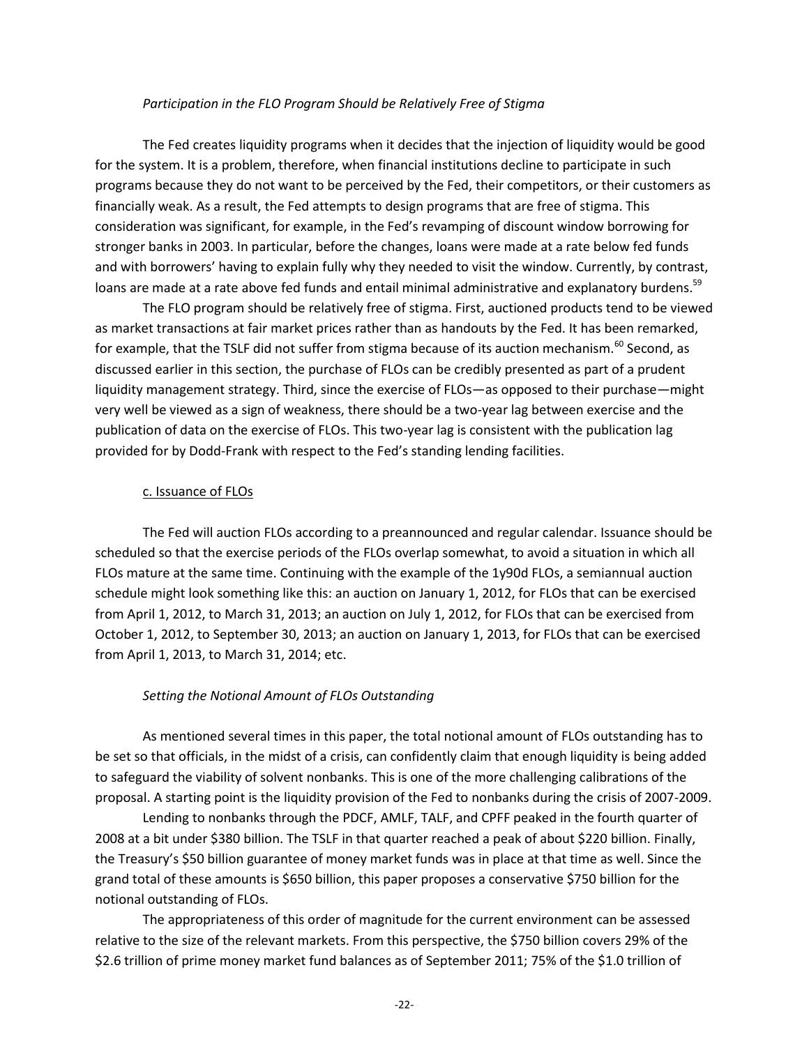*Participation in the FLO Program Should be Relatively Free of Stigma*

The Fed creates liquidity programs when it decides that the injection of liquidity would be good for the system. It is a problem, therefore, when financial institutions decline to participate in such programs because they do not want to be perceived by the Fed, their competitors, or their customers as financially weak. As a result, the Fed attempts to design programs that are free of stigma. This consideration was significant, for example, in the Fed's revamping of discount window borrowing for stronger banks in 2003. In particular, before the changes, loans were made at a rate below fed funds and with borrowers' having to explain fully why they needed to visit the window. Currently, by contrast, loans are made at a rate above fed funds and entail minimal administrative and explanatory burdens.[59]

The FLO program should be relatively free of stigma. First, auctioned products tend to be viewed as market transactions at fair market prices rather than as handouts by the Fed. It has been remarked, for example, that the TSLF did not suffer from stigma because of its auction mechanism.[60] Second, as discussed earlier in this section, the purchase of FLOs can be credibly presented as part of a prudent liquidity management strategy. Third, since the exercise of FLOs—as opposed to their purchase—might very well be viewed as a sign of weakness, there should be a two-year lag between exercise and the publication of data on the exercise of FLOs. This two-year lag is consistent with the publication lag provided for by Dodd-Frank with respect to the Fed's standing lending facilities.

c. Issuance of FLOs

The Fed will auction FLOs according to a preannounced and regular calendar. Issuance should be scheduled so that the exercise periods of the FLOs overlap somewhat, to avoid a situation in which all FLOs mature at the same time. Continuing with the example of the 1y90d FLOs, a semiannual auction schedule might look something like this: an auction on January 1, 2012, for FLOs that can be exercised from April 1, 2012, to March 31, 2013; an auction on July 1, 2012, for FLOs that can be exercised from October 1, 2012, to September 30, 2013; an auction on January 1, 2013, for FLOs that can be exercised from April 1, 2013, to March 31, 2014; etc.

*Setting the Notional Amount of FLOs Outstanding*

As mentioned several times in this paper, the total notional amount of FLOs outstanding has to be set so that officials, in the midst of a crisis, can confidently claim that enough liquidity is being added to safeguard the viability of solvent nonbanks. This is one of the more challenging calibrations of the proposal. A starting point is the liquidity provision of the Fed to nonbanks during the crisis of 2007-2009.

Lending to nonbanks through the PDCF, AMLF, TALF, and CPFF peaked in the fourth quarter of 2008 at a bit under $380 billion. The TSLF in that quarter reached a peak of about $220 billion. Finally, the Treasury's $50 billion guarantee of money market funds was in place at that time as well. Since the grand total of these amounts is $650 billion, this paper proposes a conservative $750 billion for the notional outstanding of FLOs.

The appropriateness of this order of magnitude for the current environment can be assessed relative to the size of the relevant markets. From this perspective, the $750 billion covers 29% of the $2.6 trillion of prime money market fund balances as of September 2011; 75% of the $1.0 trillion of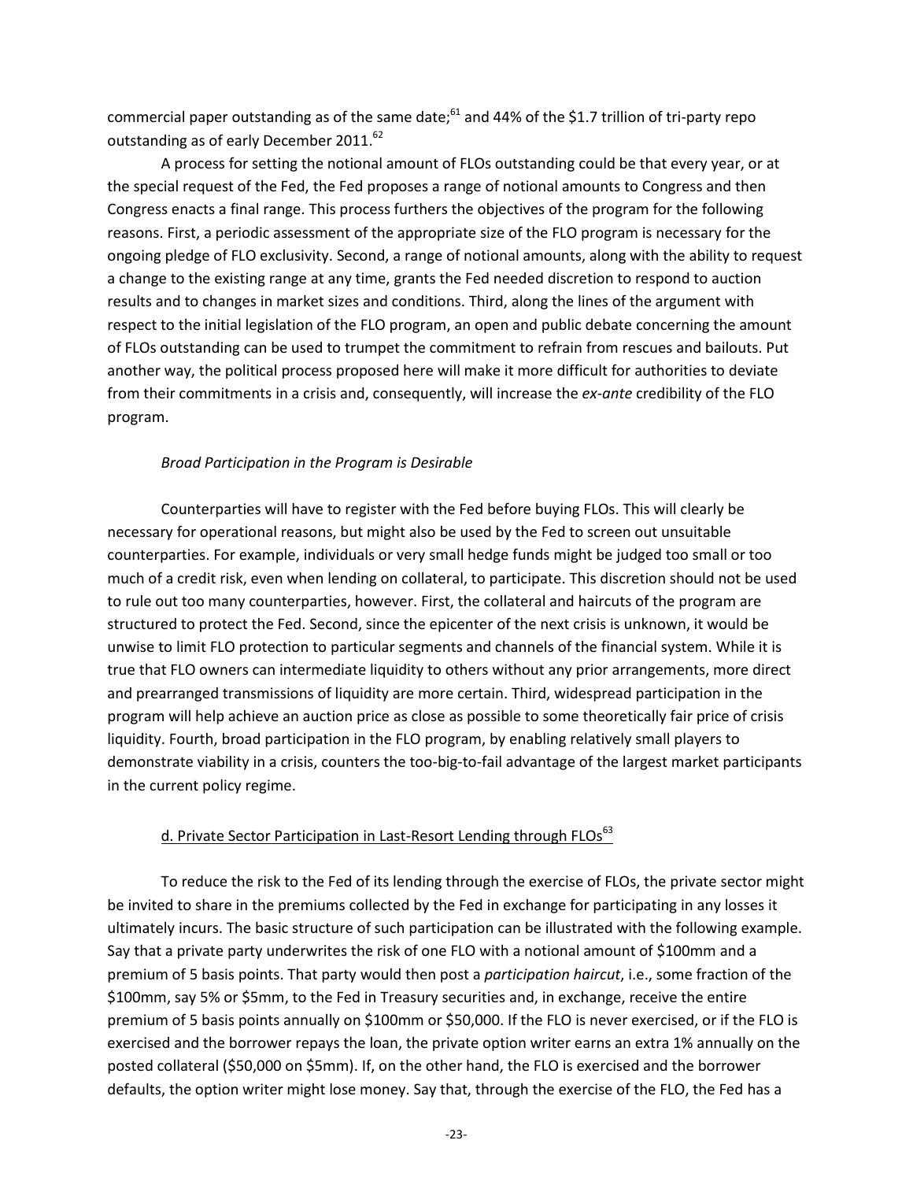commercial paper outstanding as of the same date;[61] and 44% of the $1.7 trillion of tri-party repo outstanding as of early December 2011.[62]

A process for setting the notional amount of FLOs outstanding could be that every year, or at the special request of the Fed, the Fed proposes a range of notional amounts to Congress and then Congress enacts a final range. This process furthers the objectives of the program for the following reasons. First, a periodic assessment of the appropriate size of the FLO program is necessary for the ongoing pledge of FLO exclusivity. Second, a range of notional amounts, along with the ability to request a change to the existing range at any time, grants the Fed needed discretion to respond to auction results and to changes in market sizes and conditions. Third, along the lines of the argument with respect to the initial legislation of the FLO program, an open and public debate concerning the amount of FLOs outstanding can be used to trumpet the commitment to refrain from rescues and bailouts. Put another way, the political process proposed here will make it more difficult for authorities to deviate from their commitments in a crisis and, consequently, will increase the *ex-ante* credibility of the FLO program.

*Broad Participation in the Program is Desirable*

Counterparties will have to register with the Fed before buying FLOs. This will clearly be necessary for operational reasons, but might also be used by the Fed to screen out unsuitable counterparties. For example, individuals or very small hedge funds might be judged too small or too much of a credit risk, even when lending on collateral, to participate. This discretion should not be used to rule out too many counterparties, however. First, the collateral and haircuts of the program are structured to protect the Fed. Second, since the epicenter of the next crisis is unknown, it would be unwise to limit FLO protection to particular segments and channels of the financial system. While it is true that FLO owners can intermediate liquidity to others without any prior arrangements, more direct and prearranged transmissions of liquidity are more certain. Third, widespread participation in the program will help achieve an auction price as close as possible to some theoretically fair price of crisis liquidity. Fourth, broad participation in the FLO program, by enabling relatively small players to demonstrate viability in a crisis, counters the too-big-to-fail advantage of the largest market participants in the current policy regime.

### d. Private Sector Participation in Last-Resort Lending through FLOs[63]

To reduce the risk to the Fed of its lending through the exercise of FLOs, the private sector might be invited to share in the premiums collected by the Fed in exchange for participating in any losses it ultimately incurs. The basic structure of such participation can be illustrated with the following example. Say that a private party underwrites the risk of one FLO with a notional amount of $100mm and a premium of 5 basis points. That party would then post a *participation haircut*, i.e., some fraction of the $100mm, say 5% or $5mm, to the Fed in Treasury securities and, in exchange, receive the entire premium of 5 basis points annually on $100mm or $50,000. If the FLO is never exercised, or if the FLO is exercised and the borrower repays the loan, the private option writer earns an extra 1% annually on the posted collateral ($50,000 on $5mm). If, on the other hand, the FLO is exercised and the borrower defaults, the option writer might lose money. Say that, through the exercise of the FLO, the Fed has a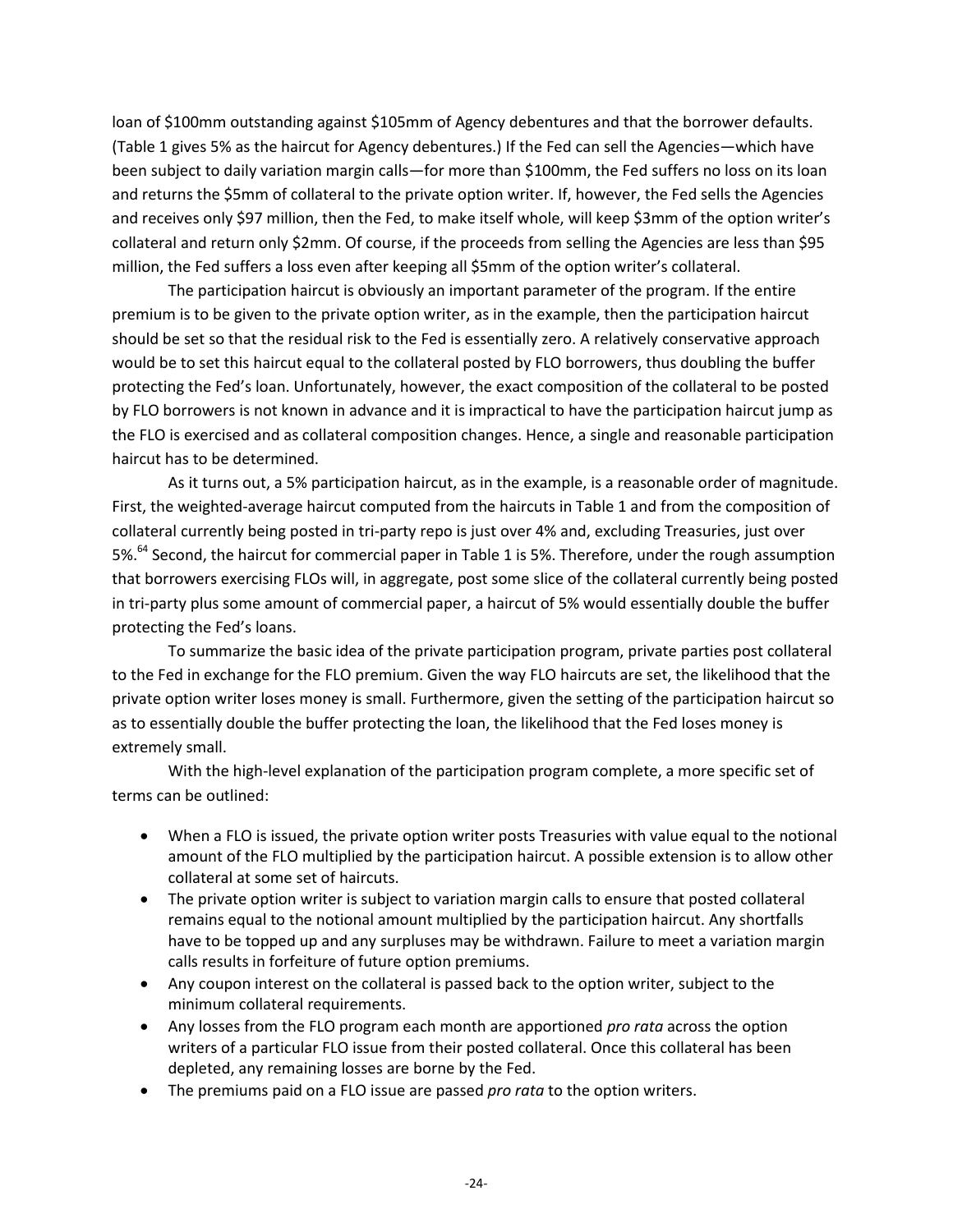loan of \$100mm outstanding against \$105mm of Agency debentures and that the borrower defaults. (Table 1 gives 5% as the haircut for Agency debentures.) If the Fed can sell the Agencies—which have been subject to daily variation margin calls—for more than \$100mm, the Fed suffers no loss on its loan and returns the \$5mm of collateral to the private option writer. If, however, the Fed sells the Agencies and receives only \$97 million, then the Fed, to make itself whole, will keep \$3mm of the option writer's collateral and return only \$2mm. Of course, if the proceeds from selling the Agencies are less than \$95 million, the Fed suffers a loss even after keeping all \$5mm of the option writer's collateral.

The participation haircut is obviously an important parameter of the program. If the entire premium is to be given to the private option writer, as in the example, then the participation haircut should be set so that the residual risk to the Fed is essentially zero. A relatively conservative approach would be to set this haircut equal to the collateral posted by FLO borrowers, thus doubling the buffer protecting the Fed's loan. Unfortunately, however, the exact composition of the collateral to be posted by FLO borrowers is not known in advance and it is impractical to have the participation haircut jump as the FLO is exercised and as collateral composition changes. Hence, a single and reasonable participation haircut has to be determined.

As it turns out, a 5% participation haircut, as in the example, is a reasonable order of magnitude. First, the weighted-average haircut computed from the haircuts in Table 1 and from the composition of collateral currently being posted in tri-party repo is just over 4% and, excluding Treasuries, just over 5%.[64] Second, the haircut for commercial paper in Table 1 is 5%. Therefore, under the rough assumption that borrowers exercising FLOs will, in aggregate, post some slice of the collateral currently being posted in tri-party plus some amount of commercial paper, a haircut of 5% would essentially double the buffer protecting the Fed's loans.

To summarize the basic idea of the private participation program, private parties post collateral to the Fed in exchange for the FLO premium. Given the way FLO haircuts are set, the likelihood that the private option writer loses money is small. Furthermore, given the setting of the participation haircut so as to essentially double the buffer protecting the loan, the likelihood that the Fed loses money is extremely small.

With the high-level explanation of the participation program complete, a more specific set of terms can be outlined:

- When a FLO is issued, the private option writer posts Treasuries with value equal to the notional amount of the FLO multiplied by the participation haircut. A possible extension is to allow other collateral at some set of haircuts.
- The private option writer is subject to variation margin calls to ensure that posted collateral remains equal to the notional amount multiplied by the participation haircut. Any shortfalls have to be topped up and any surpluses may be withdrawn. Failure to meet a variation margin calls results in forfeiture of future option premiums.
- Any coupon interest on the collateral is passed back to the option writer, subject to the minimum collateral requirements.
- Any losses from the FLO program each month are apportioned *pro rata* across the option writers of a particular FLO issue from their posted collateral. Once this collateral has been depleted, any remaining losses are borne by the Fed.
- The premiums paid on a FLO issue are passed *pro rata* to the option writers.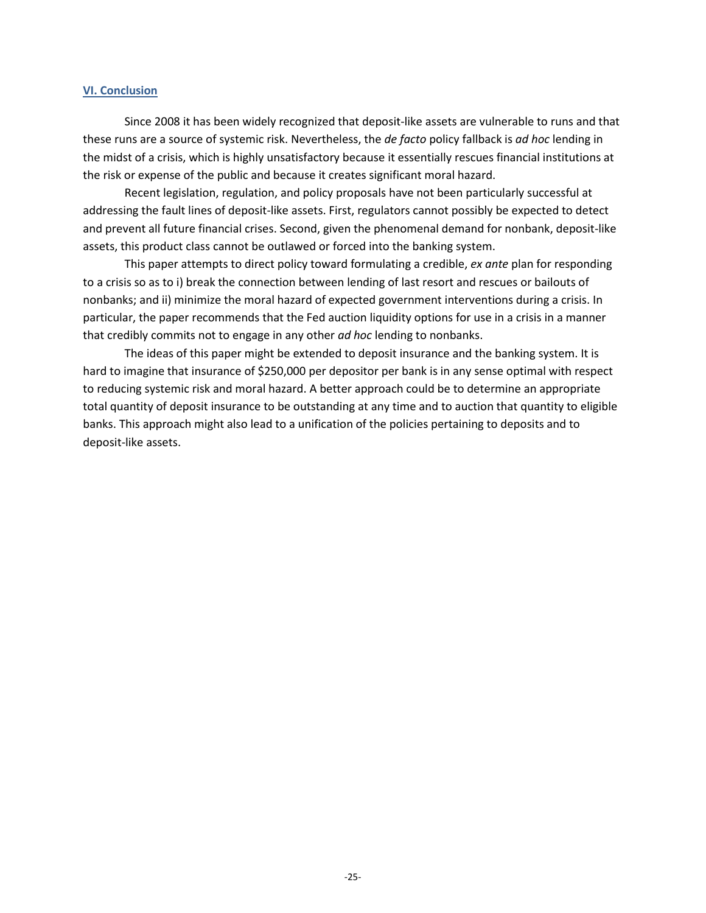## VI. Conclusion

Since 2008 it has been widely recognized that deposit-like assets are vulnerable to runs and that these runs are a source of systemic risk. Nevertheless, the *de facto* policy fallback is *ad hoc* lending in the midst of a crisis, which is highly unsatisfactory because it essentially rescues financial institutions at the risk or expense of the public and because it creates significant moral hazard.

Recent legislation, regulation, and policy proposals have not been particularly successful at addressing the fault lines of deposit-like assets. First, regulators cannot possibly be expected to detect and prevent all future financial crises. Second, given the phenomenal demand for nonbank, deposit-like assets, this product class cannot be outlawed or forced into the banking system.

This paper attempts to direct policy toward formulating a credible, *ex ante* plan for responding to a crisis so as to i) break the connection between lending of last resort and rescues or bailouts of nonbanks; and ii) minimize the moral hazard of expected government interventions during a crisis. In particular, the paper recommends that the Fed auction liquidity options for use in a crisis in a manner that credibly commits not to engage in any other *ad hoc* lending to nonbanks.

The ideas of this paper might be extended to deposit insurance and the banking system. It is hard to imagine that insurance of $250,000 per depositor per bank is in any sense optimal with respect to reducing systemic risk and moral hazard. A better approach could be to determine an appropriate total quantity of deposit insurance to be outstanding at any time and to auction that quantity to eligible banks. This approach might also lead to a unification of the policies pertaining to deposits and to deposit-like assets.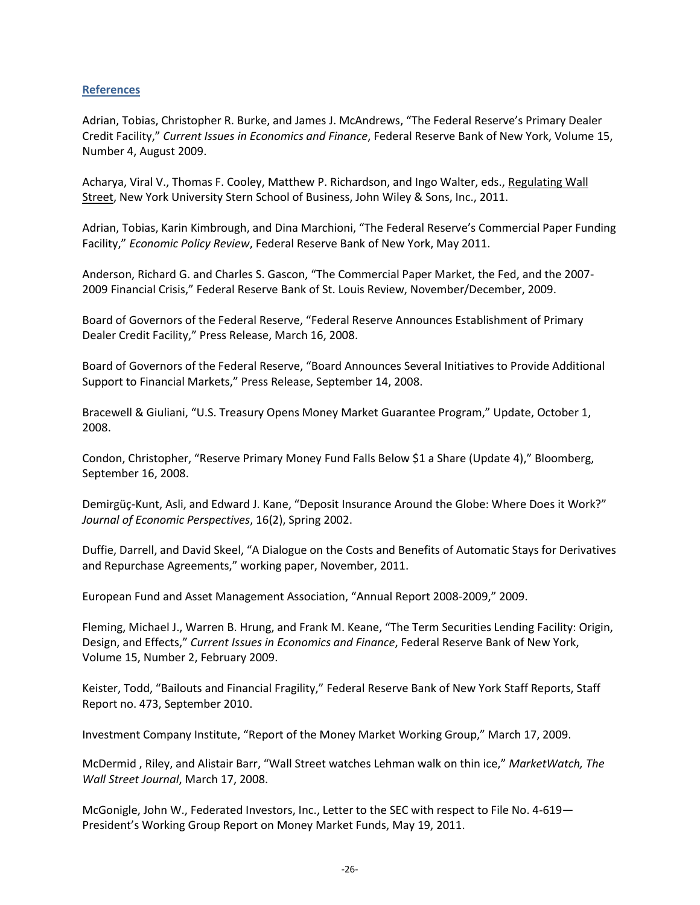## References

Adrian, Tobias, Christopher R. Burke, and James J. McAndrews, "The Federal Reserve's Primary Dealer Credit Facility," *Current Issues in Economics and Finance*, Federal Reserve Bank of New York, Volume 15, Number 4, August 2009.

Acharya, Viral V., Thomas F. Cooley, Matthew P. Richardson, and Ingo Walter, eds., Regulating Wall Street, New York University Stern School of Business, John Wiley & Sons, Inc., 2011.

Adrian, Tobias, Karin Kimbrough, and Dina Marchioni, "The Federal Reserve's Commercial Paper Funding Facility," *Economic Policy Review*, Federal Reserve Bank of New York, May 2011.

Anderson, Richard G. and Charles S. Gascon, "The Commercial Paper Market, the Fed, and the 2007-2009 Financial Crisis," Federal Reserve Bank of St. Louis Review, November/December, 2009.

Board of Governors of the Federal Reserve, "Federal Reserve Announces Establishment of Primary Dealer Credit Facility," Press Release, March 16, 2008.

Board of Governors of the Federal Reserve, "Board Announces Several Initiatives to Provide Additional Support to Financial Markets," Press Release, September 14, 2008.

Bracewell & Giuliani, "U.S. Treasury Opens Money Market Guarantee Program," Update, October 1, 2008.

Condon, Christopher, "Reserve Primary Money Fund Falls Below $1 a Share (Update 4)," Bloomberg, September 16, 2008.

Demirgüç-Kunt, Asli, and Edward J. Kane, "Deposit Insurance Around the Globe: Where Does it Work?" *Journal of Economic Perspectives*, 16(2), Spring 2002.

Duffie, Darrell, and David Skeel, "A Dialogue on the Costs and Benefits of Automatic Stays for Derivatives and Repurchase Agreements," working paper, November, 2011.

European Fund and Asset Management Association, "Annual Report 2008-2009," 2009.

Fleming, Michael J., Warren B. Hrung, and Frank M. Keane, "The Term Securities Lending Facility: Origin, Design, and Effects," *Current Issues in Economics and Finance*, Federal Reserve Bank of New York, Volume 15, Number 2, February 2009.

Keister, Todd, "Bailouts and Financial Fragility," Federal Reserve Bank of New York Staff Reports, Staff Report no. 473, September 2010.

Investment Company Institute, "Report of the Money Market Working Group," March 17, 2009.

McDermid , Riley, and Alistair Barr, "Wall Street watches Lehman walk on thin ice," *MarketWatch, The Wall Street Journal*, March 17, 2008.

McGonigle, John W., Federated Investors, Inc., Letter to the SEC with respect to File No. 4-619—President's Working Group Report on Money Market Funds, May 19, 2011.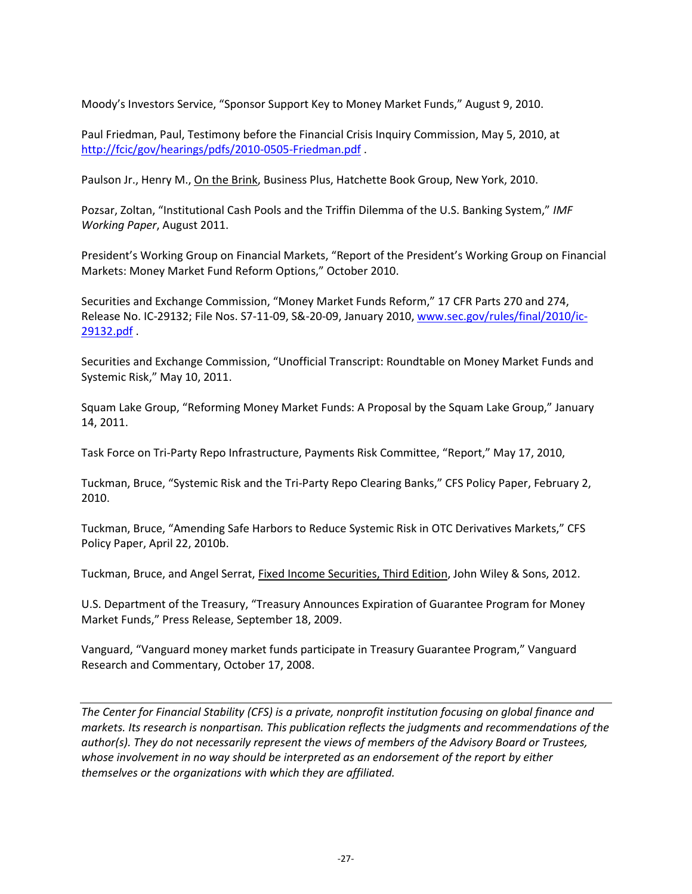Moody's Investors Service, "Sponsor Support Key to Money Market Funds," August 9, 2010.

Paul Friedman, Paul, Testimony before the Financial Crisis Inquiry Commission, May 5, 2010, at http://fcic/gov/hearings/pdfs/2010-0505-Friedman.pdf .

Paulson Jr., Henry M., On the Brink, Business Plus, Hatchette Book Group, New York, 2010.

Pozsar, Zoltan, "Institutional Cash Pools and the Triffin Dilemma of the U.S. Banking System," *IMF Working Paper*, August 2011.

President's Working Group on Financial Markets, "Report of the President's Working Group on Financial Markets: Money Market Fund Reform Options," October 2010.

Securities and Exchange Commission, "Money Market Funds Reform," 17 CFR Parts 270 and 274, Release No. IC-29132; File Nos. S7-11-09, S&-20-09, January 2010, www.sec.gov/rules/final/2010/ic-29132.pdf .

Securities and Exchange Commission, "Unofficial Transcript: Roundtable on Money Market Funds and Systemic Risk," May 10, 2011.

Squam Lake Group, "Reforming Money Market Funds: A Proposal by the Squam Lake Group," January 14, 2011.

Task Force on Tri-Party Repo Infrastructure, Payments Risk Committee, "Report," May 17, 2010,

Tuckman, Bruce, "Systemic Risk and the Tri-Party Repo Clearing Banks," CFS Policy Paper, February 2, 2010.

Tuckman, Bruce, "Amending Safe Harbors to Reduce Systemic Risk in OTC Derivatives Markets," CFS Policy Paper, April 22, 2010b.

Tuckman, Bruce, and Angel Serrat, Fixed Income Securities, Third Edition, John Wiley & Sons, 2012.

U.S. Department of the Treasury, "Treasury Announces Expiration of Guarantee Program for Money Market Funds," Press Release, September 18, 2009.

Vanguard, "Vanguard money market funds participate in Treasury Guarantee Program," Vanguard Research and Commentary, October 17, 2008.

---

*The Center for Financial Stability (CFS) is a private, nonprofit institution focusing on global finance and markets. Its research is nonpartisan. This publication reflects the judgments and recommendations of the author(s). They do not necessarily represent the views of members of the Advisory Board or Trustees, whose involvement in no way should be interpreted as an endorsement of the report by either themselves or the organizations with which they are affiliated.*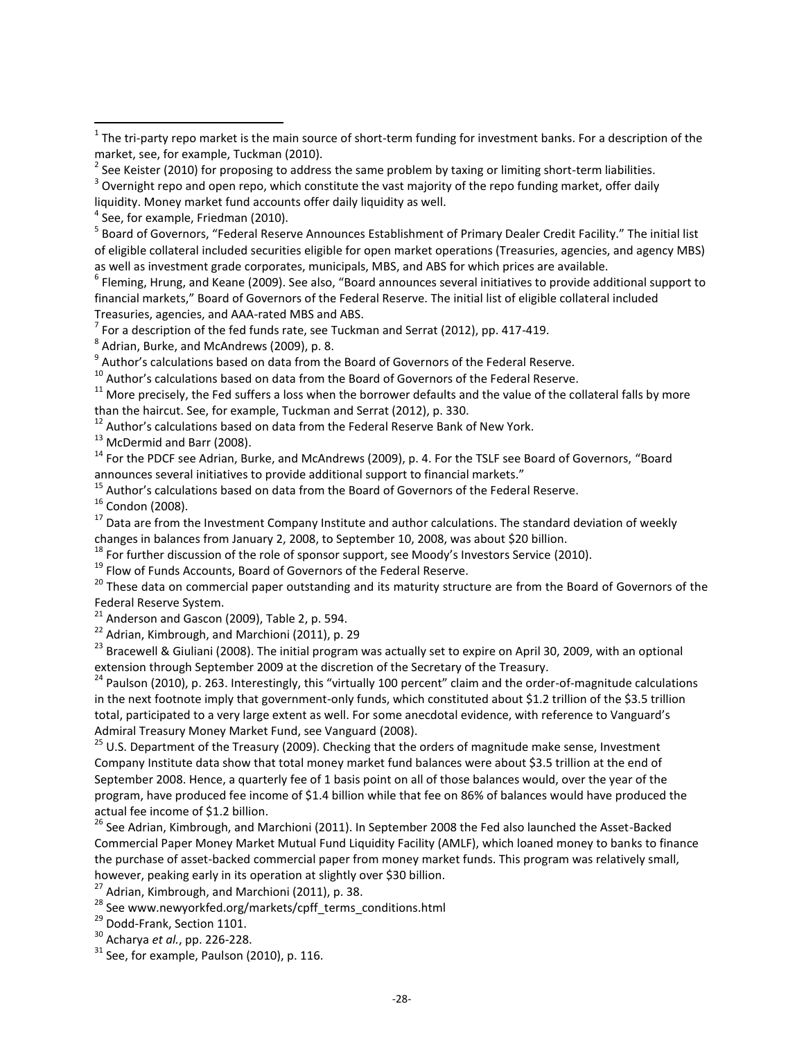[1] The tri-party repo market is the main source of short-term funding for investment banks. For a description of the market, see, for example, Tuckman (2010).

[2] See Keister (2010) for proposing to address the same problem by taxing or limiting short-term liabilities.

[3] Overnight repo and open repo, which constitute the vast majority of the repo funding market, offer daily liquidity. Money market fund accounts offer daily liquidity as well.

[4] See, for example, Friedman (2010).

[5] Board of Governors, "Federal Reserve Announces Establishment of Primary Dealer Credit Facility." The initial list of eligible collateral included securities eligible for open market operations (Treasuries, agencies, and agency MBS) as well as investment grade corporates, municipals, MBS, and ABS for which prices are available.

[6] Fleming, Hrung, and Keane (2009). See also, "Board announces several initiatives to provide additional support to financial markets," Board of Governors of the Federal Reserve. The initial list of eligible collateral included Treasuries, agencies, and AAA-rated MBS and ABS.

[7] For a description of the fed funds rate, see Tuckman and Serrat (2012), pp. 417-419.

[8] Adrian, Burke, and McAndrews (2009), p. 8.

[9] Author's calculations based on data from the Board of Governors of the Federal Reserve.

[10] Author's calculations based on data from the Board of Governors of the Federal Reserve.

[11] More precisely, the Fed suffers a loss when the borrower defaults and the value of the collateral falls by more than the haircut. See, for example, Tuckman and Serrat (2012), p. 330.

[12] Author's calculations based on data from the Federal Reserve Bank of New York.

[13] McDermid and Barr (2008).

[14] For the PDCF see Adrian, Burke, and McAndrews (2009), p. 4. For the TSLF see Board of Governors, "Board announces several initiatives to provide additional support to financial markets."

[15] Author's calculations based on data from the Board of Governors of the Federal Reserve.

[16] Condon (2008).

[17] Data are from the Investment Company Institute and author calculations. The standard deviation of weekly changes in balances from January 2, 2008, to September 10, 2008, was about $20 billion.

[18] For further discussion of the role of sponsor support, see Moody's Investors Service (2010).

[19] Flow of Funds Accounts, Board of Governors of the Federal Reserve.

[20] These data on commercial paper outstanding and its maturity structure are from the Board of Governors of the Federal Reserve System.

[21] Anderson and Gascon (2009), Table 2, p. 594.

[22] Adrian, Kimbrough, and Marchioni (2011), p. 29

[23] Bracewell & Giuliani (2008). The initial program was actually set to expire on April 30, 2009, with an optional extension through September 2009 at the discretion of the Secretary of the Treasury.

[24] Paulson (2010), p. 263. Interestingly, this "virtually 100 percent" claim and the order-of-magnitude calculations in the next footnote imply that government-only funds, which constituted about $1.2 trillion of the $3.5 trillion total, participated to a very large extent as well. For some anecdotal evidence, with reference to Vanguard's Admiral Treasury Money Market Fund, see Vanguard (2008).

[25] U.S. Department of the Treasury (2009). Checking that the orders of magnitude make sense, Investment Company Institute data show that total money market fund balances were about $3.5 trillion at the end of September 2008. Hence, a quarterly fee of 1 basis point on all of those balances would, over the year of the program, have produced fee income of $1.4 billion while that fee on 86% of balances would have produced the actual fee income of $1.2 billion.

[26] See Adrian, Kimbrough, and Marchioni (2011). In September 2008 the Fed also launched the Asset-Backed Commercial Paper Money Market Mutual Fund Liquidity Facility (AMLF), which loaned money to banks to finance the purchase of asset-backed commercial paper from money market funds. This program was relatively small, however, peaking early in its operation at slightly over $30 billion.

[27] Adrian, Kimbrough, and Marchioni (2011), p. 38.

[28] See www.newyorkfed.org/markets/cpff_terms_conditions.html

[29] Dodd-Frank, Section 1101.

[30] Acharya *et al.*, pp. 226-228.

[31] See, for example, Paulson (2010), p. 116.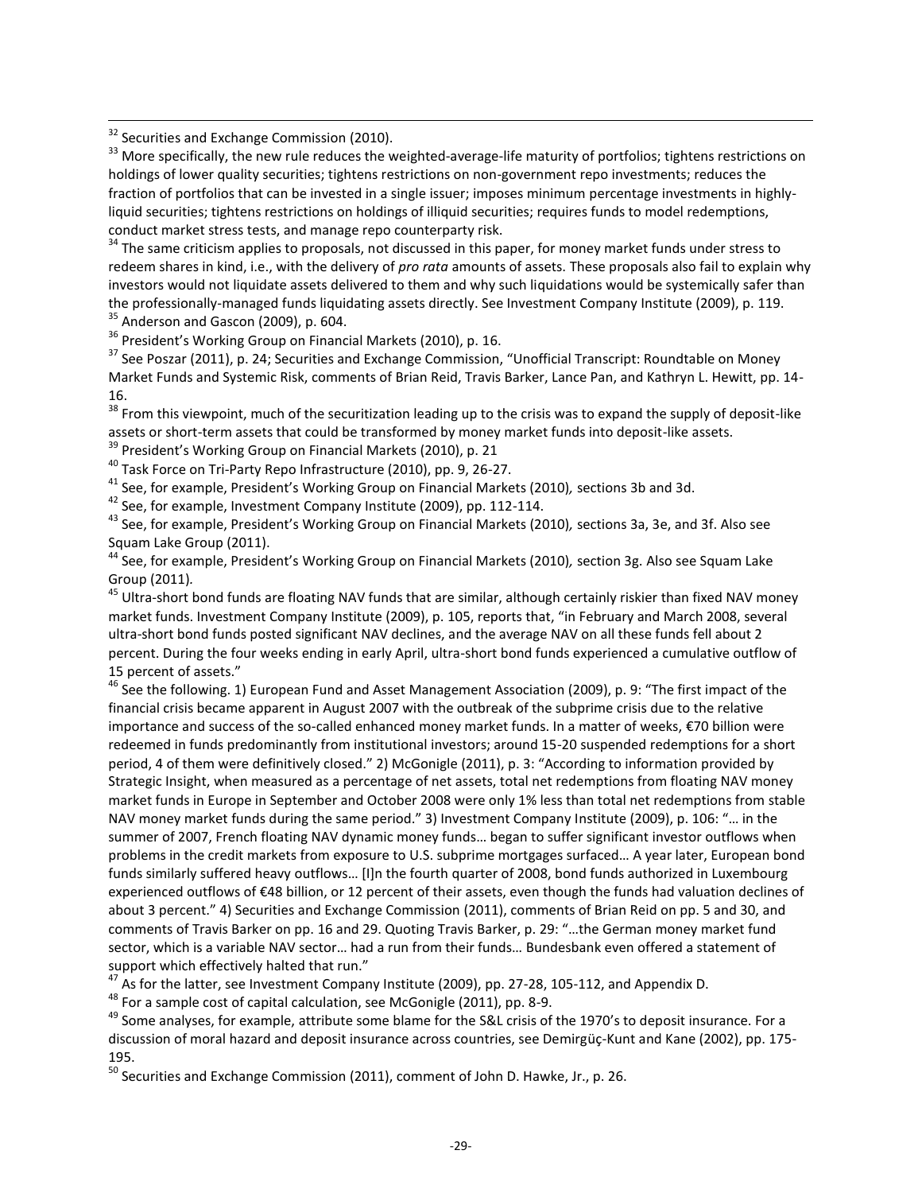[32] Securities and Exchange Commission (2010).

[33] More specifically, the new rule reduces the weighted-average-life maturity of portfolios; tightens restrictions on holdings of lower quality securities; tightens restrictions on non-government repo investments; reduces the fraction of portfolios that can be invested in a single issuer; imposes minimum percentage investments in highly-liquid securities; tightens restrictions on holdings of illiquid securities; requires funds to model redemptions, conduct market stress tests, and manage repo counterparty risk.

[34] The same criticism applies to proposals, not discussed in this paper, for money market funds under stress to redeem shares in kind, i.e., with the delivery of *pro rata* amounts of assets. These proposals also fail to explain why investors would not liquidate assets delivered to them and why such liquidations would be systemically safer than the professionally-managed funds liquidating assets directly. See Investment Company Institute (2009), p. 119.

[35] Anderson and Gascon (2009), p. 604.

[36] President's Working Group on Financial Markets (2010), p. 16.

[37] See Poszar (2011), p. 24; Securities and Exchange Commission, "Unofficial Transcript: Roundtable on Money Market Funds and Systemic Risk, comments of Brian Reid, Travis Barker, Lance Pan, and Kathryn L. Hewitt, pp. 14-16.

[38] From this viewpoint, much of the securitization leading up to the crisis was to expand the supply of deposit-like assets or short-term assets that could be transformed by money market funds into deposit-like assets.

[39] President's Working Group on Financial Markets (2010), p. 21

[40] Task Force on Tri-Party Repo Infrastructure (2010), pp. 9, 26-27.

[41] See, for example, President's Working Group on Financial Markets (2010)*,* sections 3b and 3d.

[42] See, for example, Investment Company Institute (2009), pp. 112-114.

[43] See, for example, President's Working Group on Financial Markets (2010)*,* sections 3a, 3e, and 3f. Also see Squam Lake Group (2011).

[44] See, for example, President's Working Group on Financial Markets (2010)*,* section 3g. Also see Squam Lake Group (2011).

[45] Ultra-short bond funds are floating NAV funds that are similar, although certainly riskier than fixed NAV money market funds. Investment Company Institute (2009), p. 105, reports that, "in February and March 2008, several ultra-short bond funds posted significant NAV declines, and the average NAV on all these funds fell about 2 percent. During the four weeks ending in early April, ultra-short bond funds experienced a cumulative outflow of 15 percent of assets."

[46] See the following. 1) European Fund and Asset Management Association (2009), p. 9: "The first impact of the financial crisis became apparent in August 2007 with the outbreak of the subprime crisis due to the relative importance and success of the so-called enhanced money market funds. In a matter of weeks, €70 billion were redeemed in funds predominantly from institutional investors; around 15-20 suspended redemptions for a short period, 4 of them were definitively closed." 2) McGonigle (2011), p. 3: "According to information provided by Strategic Insight, when measured as a percentage of net assets, total net redemptions from floating NAV money market funds in Europe in September and October 2008 were only 1% less than total net redemptions from stable NAV money market funds during the same period." 3) Investment Company Institute (2009), p. 106: "… in the summer of 2007, French floating NAV dynamic money funds… began to suffer significant investor outflows when problems in the credit markets from exposure to U.S. subprime mortgages surfaced… A year later, European bond funds similarly suffered heavy outflows… [I]n the fourth quarter of 2008, bond funds authorized in Luxembourg experienced outflows of €48 billion, or 12 percent of their assets, even though the funds had valuation declines of about 3 percent." 4) Securities and Exchange Commission (2011), comments of Brian Reid on pp. 5 and 30, and comments of Travis Barker on pp. 16 and 29. Quoting Travis Barker, p. 29: "…the German money market fund sector, which is a variable NAV sector… had a run from their funds… Bundesbank even offered a statement of support which effectively halted that run."

[47] As for the latter, see Investment Company Institute (2009), pp. 27-28, 105-112, and Appendix D.

[48] For a sample cost of capital calculation, see McGonigle (2011), pp. 8-9.

[49] Some analyses, for example, attribute some blame for the S&L crisis of the 1970's to deposit insurance. For a discussion of moral hazard and deposit insurance across countries, see Demirgüç-Kunt and Kane (2002), pp. 175-195.

[50] Securities and Exchange Commission (2011), comment of John D. Hawke, Jr., p. 26.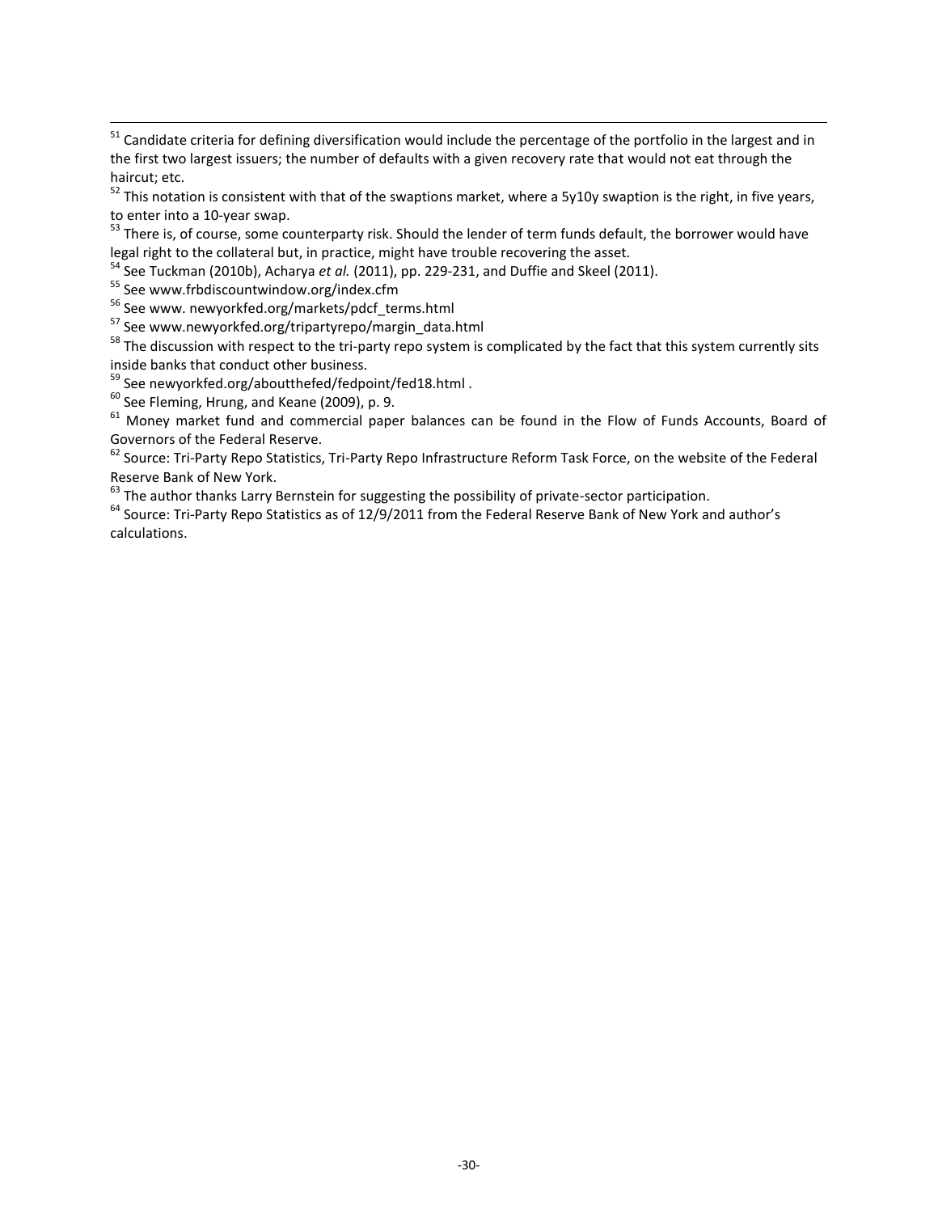[51] Candidate criteria for defining diversification would include the percentage of the portfolio in the largest and in the first two largest issuers; the number of defaults with a given recovery rate that would not eat through the haircut; etc.

[52] This notation is consistent with that of the swaptions market, where a 5y10y swaption is the right, in five years, to enter into a 10-year swap.

[53] There is, of course, some counterparty risk. Should the lender of term funds default, the borrower would have legal right to the collateral but, in practice, might have trouble recovering the asset.

[54] See Tuckman (2010b), Acharya *et al.* (2011), pp. 229-231, and Duffie and Skeel (2011).

[55] See www.frbdiscountwindow.org/index.cfm

[56] See www. newyorkfed.org/markets/pdcf_terms.html

[57] See www.newyorkfed.org/tripartyrepo/margin_data.html

[58] The discussion with respect to the tri-party repo system is complicated by the fact that this system currently sits inside banks that conduct other business.

[59] See newyorkfed.org/aboutthefed/fedpoint/fed18.html .

[60] See Fleming, Hrung, and Keane (2009), p. 9.

[61] Money market fund and commercial paper balances can be found in the Flow of Funds Accounts, Board of Governors of the Federal Reserve.

[62] Source: Tri-Party Repo Statistics, Tri-Party Repo Infrastructure Reform Task Force, on the website of the Federal Reserve Bank of New York.

[63] The author thanks Larry Bernstein for suggesting the possibility of private-sector participation.

[64] Source: Tri-Party Repo Statistics as of 12/9/2011 from the Federal Reserve Bank of New York and author's calculations.